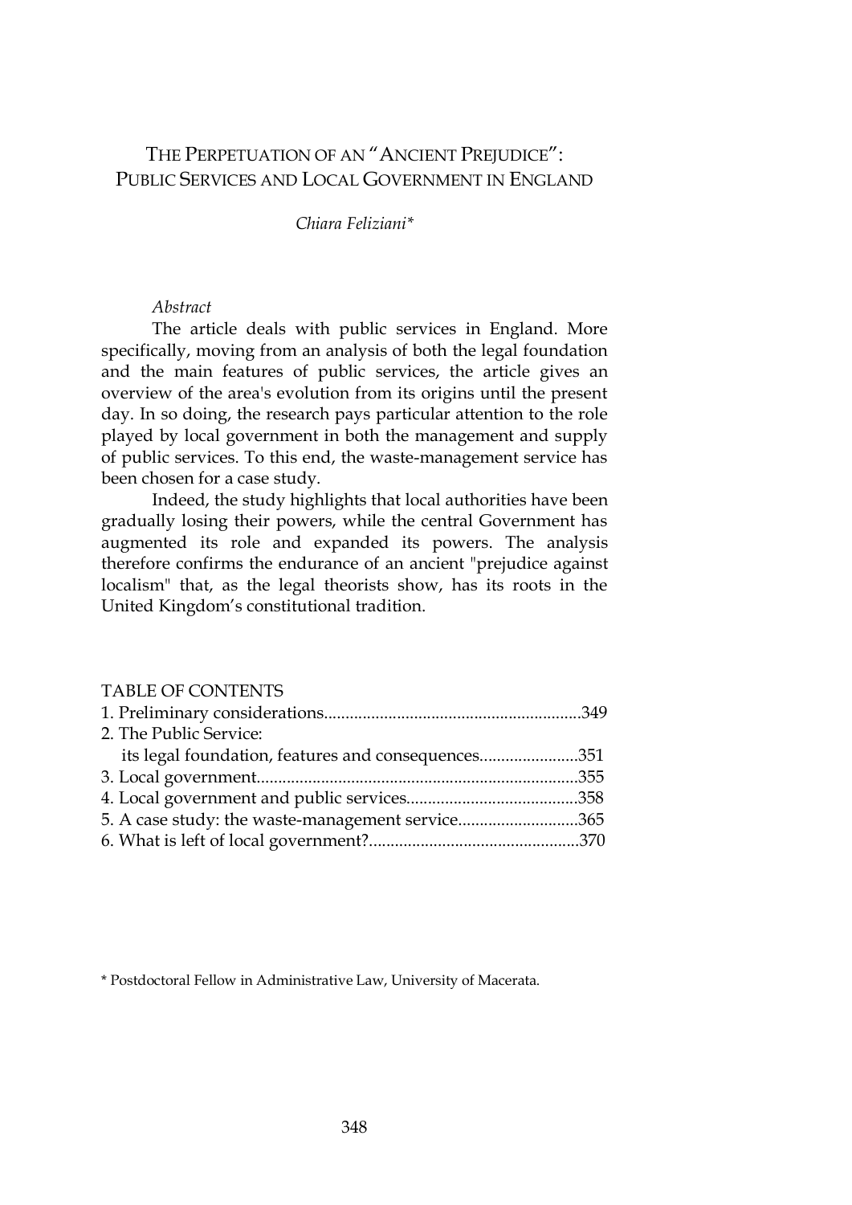# THE PERPETUATION OF AN "ANCIENT PREJUDICE": PUBLIC SERVICES AND LOCAL GOVERNMENT IN ENGLAND

*Chiara Feliziani\**

*Abstract*

The article deals with public services in England. More specifically, moving from an analysis of both the legal foundation and the main features of public services, the article gives an overview of the area's evolution from its origins until the present day. In so doing, the research pays particular attention to the role played by local government in both the management and supply of public services. To this end, the waste-management service has been chosen for a case study.

Indeed, the study highlights that local authorities have been gradually losing their powers, while the central Government has augmented its role and expanded its powers. The analysis therefore confirms the endurance of an ancient "prejudice against localism" that, as the legal theorists show, has its roots in the United Kingdom's constitutional tradition.

TABLE OF CONTENTS

1. Preliminary considerations............................................................349
2. The Public Service:
   its legal foundation, features and consequences.......................351
3. Local government..........................................................................355
4. Local government and public services........................................358
5. A case study: the waste-management service............................365
6. What is left of local government?................................................370

\* Postdoctoral Fellow in Administrative Law, University of Macerata.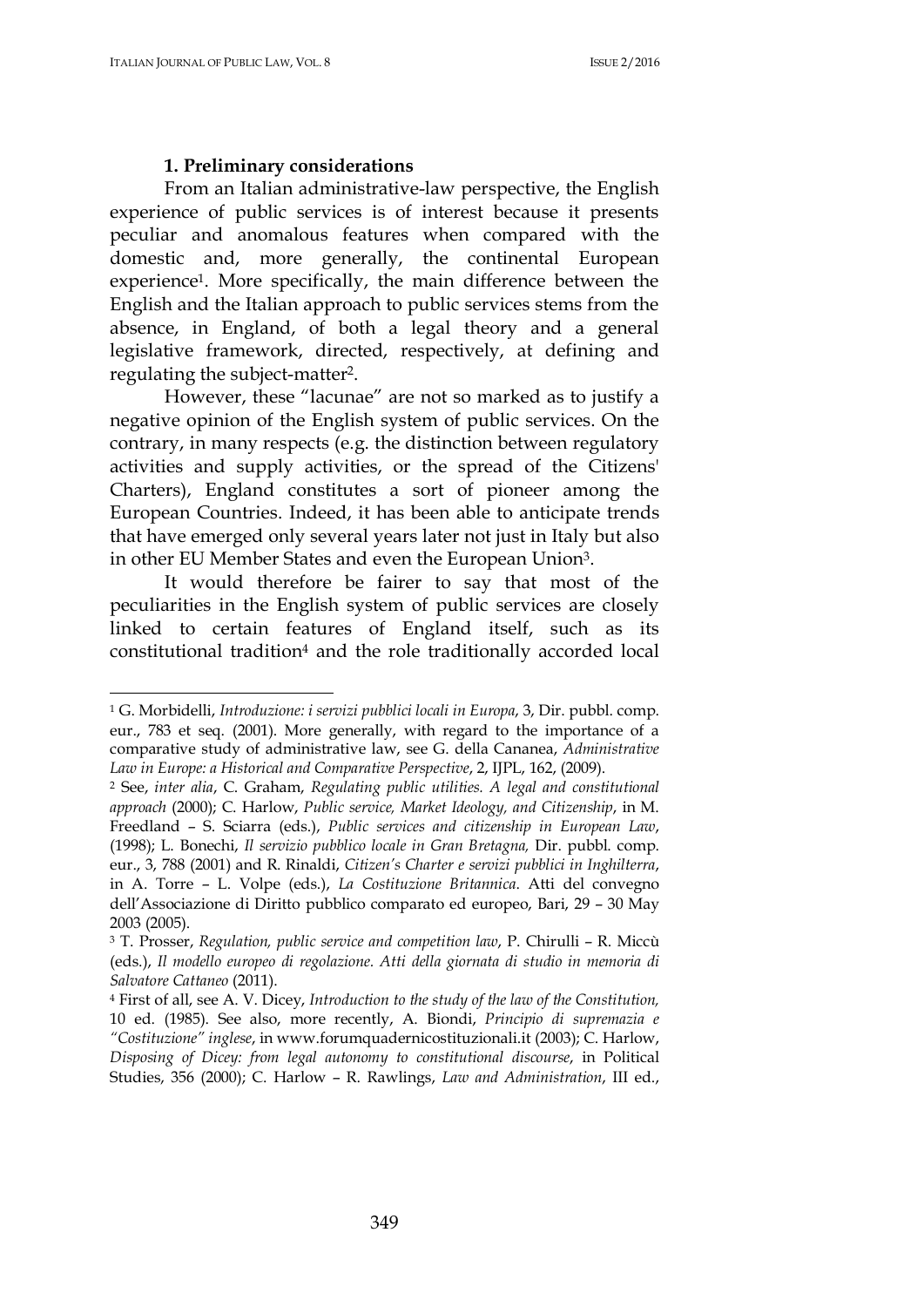### 1. Preliminary considerations

From an Italian administrative-law perspective, the English experience of public services is of interest because it presents peculiar and anomalous features when compared with the domestic and, more generally, the continental European experience[1]. More specifically, the main difference between the English and the Italian approach to public services stems from the absence, in England, of both a legal theory and a general legislative framework, directed, respectively, at defining and regulating the subject-matter[2].

However, these "lacunae" are not so marked as to justify a negative opinion of the English system of public services. On the contrary, in many respects (e.g. the distinction between regulatory activities and supply activities, or the spread of the Citizens' Charters), England constitutes a sort of pioneer among the European Countries. Indeed, it has been able to anticipate trends that have emerged only several years later not just in Italy but also in other EU Member States and even the European Union[3].

It would therefore be fairer to say that most of the peculiarities in the English system of public services are closely linked to certain features of England itself, such as its constitutional tradition[4] and the role traditionally accorded local

---

[1] G. Morbidelli, *Introduzione: i servizi pubblici locali in Europa*, 3, Dir. pubbl. comp. eur., 783 et seq. (2001). More generally, with regard to the importance of a comparative study of administrative law, see G. della Cananea, *Administrative Law in Europe: a Historical and Comparative Perspective*, 2, IJPL, 162, (2009).

[2] See, *inter alia*, C. Graham, *Regulating public utilities. A legal and constitutional approach* (2000); C. Harlow, *Public service, Market Ideology, and Citizenship*, in M. Freedland – S. Sciarra (eds.), *Public services and citizenship in European Law*, (1998); L. Bonechi, *Il servizio pubblico locale in Gran Bretagna,* Dir. pubbl. comp. eur., 3, 788 (2001) and R. Rinaldi, *Citizen's Charter e servizi pubblici in Inghilterra*, in A. Torre – L. Volpe (eds.), *La Costituzione Britannica*. Atti del convegno dell'Associazione di Diritto pubblico comparato ed europeo, Bari, 29 – 30 May 2003 (2005).

[3] T. Prosser, *Regulation, public service and competition law*, P. Chirulli – R. Miccù (eds.), *Il modello europeo di regolazione. Atti della giornata di studio in memoria di Salvatore Cattaneo* (2011).

[4] First of all, see A. V. Dicey, *Introduction to the study of the law of the Constitution,* 10 ed. (1985). See also, more recently, A. Biondi, *Principio di supremazia e "Costituzione" inglese*, in www.forumquadernicostituzionali.it (2003); C. Harlow, *Disposing of Dicey: from legal autonomy to constitutional discourse*, in Political Studies, 356 (2000); C. Harlow – R. Rawlings, *Law and Administration*, III ed.,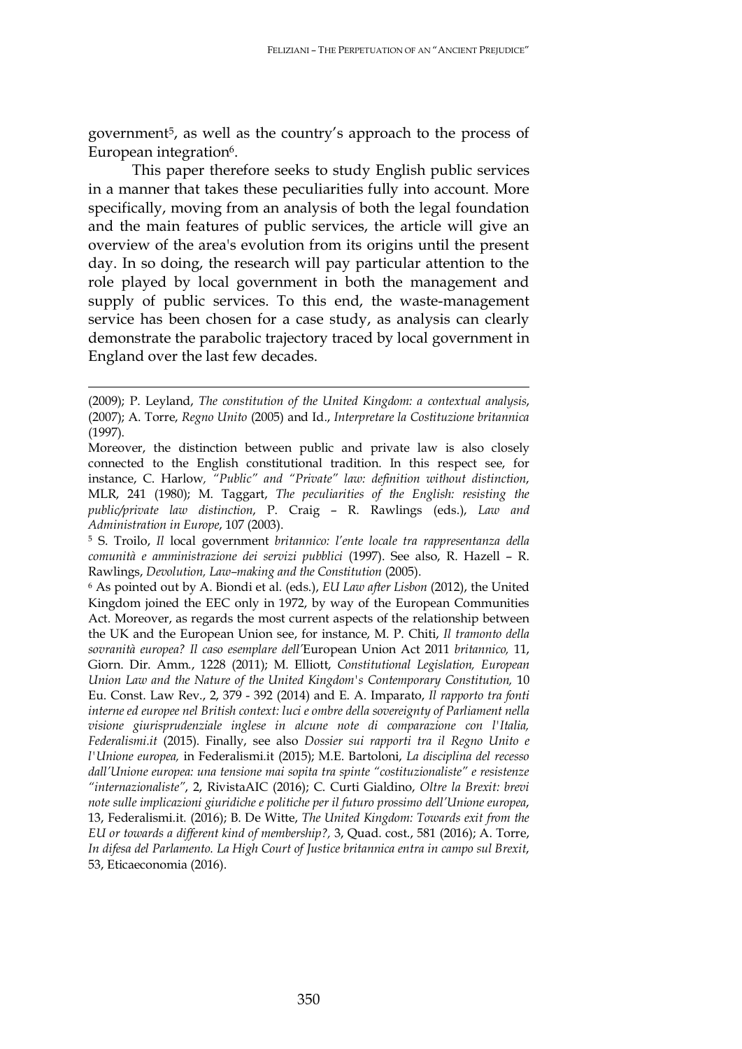government[5], as well as the country's approach to the process of European integration[6].

This paper therefore seeks to study English public services in a manner that takes these peculiarities fully into account. More specifically, moving from an analysis of both the legal foundation and the main features of public services, the article will give an overview of the area's evolution from its origins until the present day. In so doing, the research will pay particular attention to the role played by local government in both the management and supply of public services. To this end, the waste-management service has been chosen for a case study, as analysis can clearly demonstrate the parabolic trajectory traced by local government in England over the last few decades.

---

(2009); P. Leyland, *The constitution of the United Kingdom: a contextual analysis*, (2007); A. Torre, *Regno Unito* (2005) and Id., *Interpretare la Costituzione britannica* (1997).

Moreover, the distinction between public and private law is also closely connected to the English constitutional tradition. In this respect see, for instance, C. Harlow, *"Public" and "Private" law: definition without distinction*, MLR, 241 (1980); M. Taggart, *The peculiarities of the English: resisting the public/private law distinction*, P. Craig – R. Rawlings (eds.), *Law and Administration in Europe*, 107 (2003).

[5] S. Troilo, *Il* local government *britannico: l'ente locale tra rappresentanza della comunità e amministrazione dei servizi pubblici* (1997). See also, R. Hazell – R. Rawlings, *Devolution, Law–making and the Constitution* (2005).

[6] As pointed out by A. Biondi et al. (eds.), *EU Law after Lisbon* (2012), the United Kingdom joined the EEC only in 1972, by way of the European Communities Act. Moreover, as regards the most current aspects of the relationship between the UK and the European Union see, for instance, M. P. Chiti, *Il tramonto della sovranità europea? Il caso esemplare dell'*European Union Act 2011 *britannico,* 11, Giorn. Dir. Amm., 1228 (2011); M. Elliott, *Constitutional Legislation, European Union Law and the Nature of the United Kingdom's Contemporary Constitution,* 10 Eu. Const. Law Rev., 2, 379 - 392 (2014) and E. A. Imparato, *Il rapporto tra fonti interne ed europee nel British context: luci e ombre della sovereignty of Parliament nella visione giurisprudenziale inglese in alcune note di comparazione con l'Italia, Federalismi.it* (2015). Finally, see also *Dossier sui rapporti tra il Regno Unito e l'Unione europea,* in Federalismi.it (2015); M.E. Bartoloni, *La disciplina del recesso dall'Unione europea: una tensione mai sopita tra spinte "costituzionaliste" e resistenze "internazionaliste"*, 2, RivistaAIC (2016); C. Curti Gialdino, *Oltre la Brexit: brevi note sulle implicazioni giuridiche e politiche per il futuro prossimo dell'Unione europea*, 13, Federalismi.it. (2016); B. De Witte, *The United Kingdom: Towards exit from the EU or towards a different kind of membership?,* 3, Quad. cost., 581 (2016); A. Torre, *In difesa del Parlamento. La High Court of Justice britannica entra in campo sul Brexit*, 53, Eticaeconomia (2016).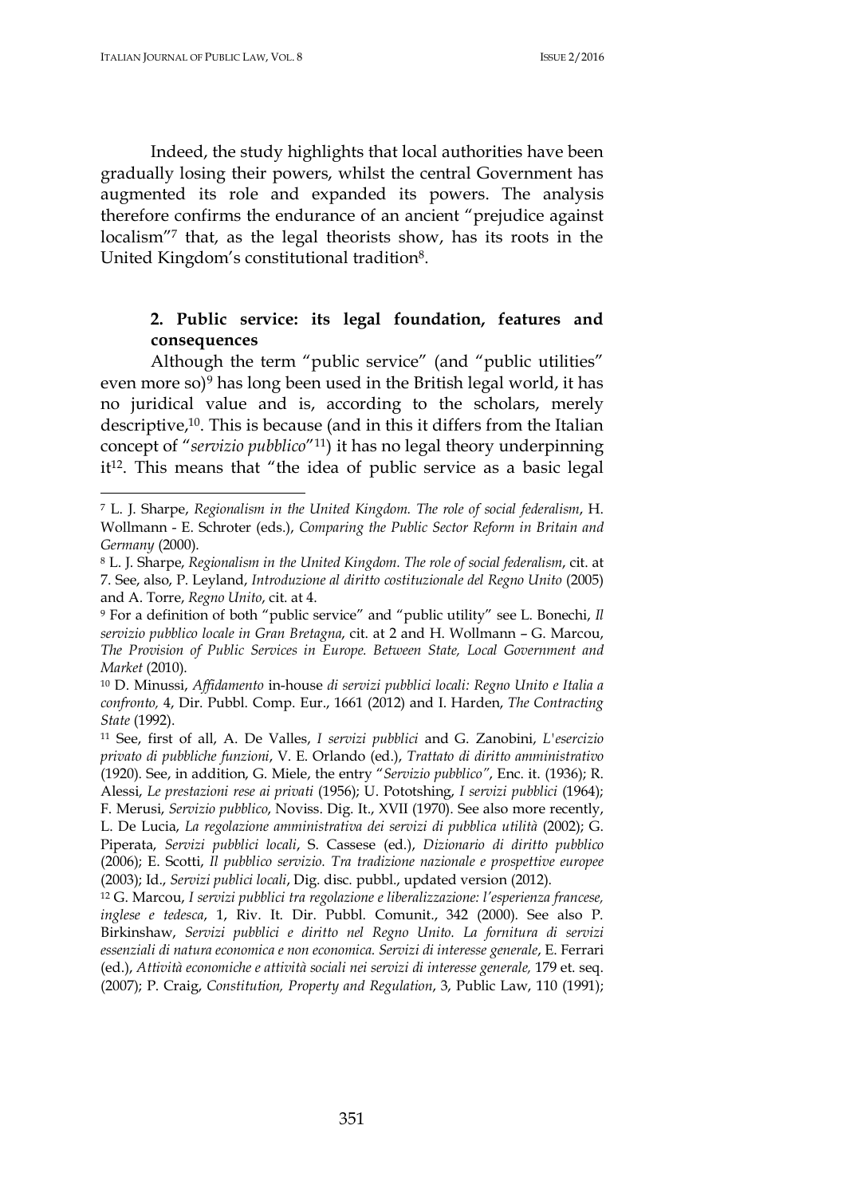Indeed, the study highlights that local authorities have been gradually losing their powers, whilst the central Government has augmented its role and expanded its powers. The analysis therefore confirms the endurance of an ancient "prejudice against localism"[7] that, as the legal theorists show, has its roots in the United Kingdom's constitutional tradition[8].

## 2. Public service: its legal foundation, features and consequences

Although the term "public service" (and "public utilities" even more so)[9] has long been used in the British legal world, it has no juridical value and is, according to the scholars, merely descriptive,[10]. This is because (and in this it differs from the Italian concept of "*servizio pubblico*"[11]) it has no legal theory underpinning it[12]. This means that "the idea of public service as a basic legal

---

[7] L. J. Sharpe, *Regionalism in the United Kingdom. The role of social federalism*, H. Wollmann - E. Schroter (eds.), *Comparing the Public Sector Reform in Britain and Germany* (2000).

[8] L. J. Sharpe, *Regionalism in the United Kingdom. The role of social federalism*, cit. at 7. See, also, P. Leyland, *Introduzione al diritto costituzionale del Regno Unito* (2005) and A. Torre, *Regno Unito*, cit. at 4.

[9] For a definition of both "public service" and "public utility" see L. Bonechi, *Il servizio pubblico locale in Gran Bretagna*, cit. at 2 and H. Wollmann – G. Marcou, *The Provision of Public Services in Europe. Between State, Local Government and Market* (2010).

[10] D. Minussi, *Affidamento* in-house *di servizi pubblici locali: Regno Unito e Italia a confronto,* 4, Dir. Pubbl. Comp. Eur., 1661 (2012) and I. Harden, *The Contracting State* (1992).

[11] See, first of all, A. De Valles, *I servizi pubblici* and G. Zanobini, *L'esercizio privato di pubbliche funzioni*, V. E. Orlando (ed.), *Trattato di diritto amministrativo* (1920). See, in addition, G. Miele, the entry "*Servizio pubblico"*, Enc. it. (1936); R. Alessi, *Le prestazioni rese ai privati* (1956); U. Pototshing, *I servizi pubblici* (1964); F. Merusi, *Servizio pubblico*, Noviss. Dig. It., XVII (1970). See also more recently, L. De Lucia, *La regolazione amministrativa dei servizi di pubblica utilità* (2002); G. Piperata, *Servizi pubblici locali*, S. Cassese (ed.), *Dizionario di diritto pubblico* (2006); E. Scotti, *Il pubblico servizio. Tra tradizione nazionale e prospettive europee* (2003); Id., *Servizi publici locali*, Dig. disc. pubbl., updated version (2012).

[12] G. Marcou, *I servizi pubblici tra regolazione e liberalizzazione: l'esperienza francese, inglese e tedesca*, 1, Riv. It. Dir. Pubbl. Comunit., 342 (2000). See also P. Birkinshaw, *Servizi pubblici e diritto nel Regno Unito. La fornitura di servizi essenziali di natura economica e non economica. Servizi di interesse generale*, E. Ferrari (ed.), *Attività economiche e attività sociali nei servizi di interesse generale,* 179 et. seq. (2007); P. Craig, *Constitution, Property and Regulation*, 3, Public Law, 110 (1991);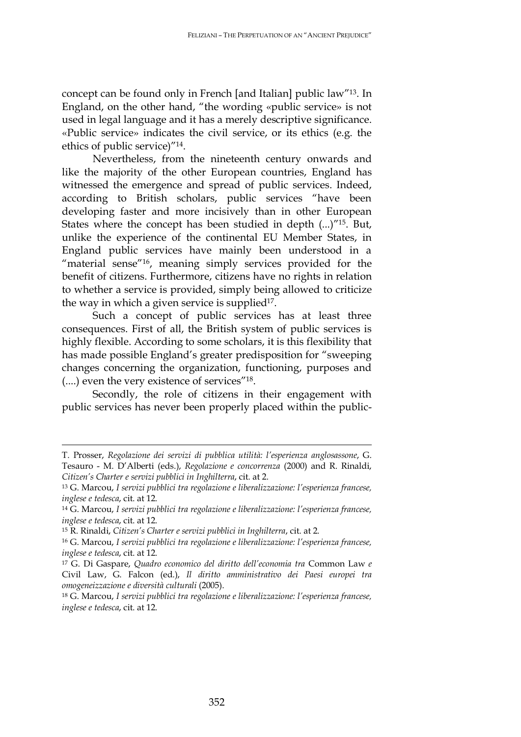concept can be found only in French [and Italian] public law"[13]. In England, on the other hand, "the wording «public service» is not used in legal language and it has a merely descriptive significance. «Public service» indicates the civil service, or its ethics (e.g. the ethics of public service)"[14].

Nevertheless, from the nineteenth century onwards and like the majority of the other European countries, England has witnessed the emergence and spread of public services. Indeed, according to British scholars, public services "have been developing faster and more incisively than in other European States where the concept has been studied in depth (...)"[15]. But, unlike the experience of the continental EU Member States, in England public services have mainly been understood in a "material sense"[16], meaning simply services provided for the benefit of citizens. Furthermore, citizens have no rights in relation to whether a service is provided, simply being allowed to criticize the way in which a given service is supplied[17].

Such a concept of public services has at least three consequences. First of all, the British system of public services is highly flexible. According to some scholars, it is this flexibility that has made possible England's greater predisposition for "sweeping changes concerning the organization, functioning, purposes and (....) even the very existence of services"[18].

Secondly, the role of citizens in their engagement with public services has never been properly placed within the public-

---

T. Prosser, *Regolazione dei servizi di pubblica utilità: l'esperienza anglosassone*, G. Tesauro - M. D'Alberti (eds.), *Regolazione e concorrenza* (2000) and R. Rinaldi, *Citizen's Charter e servizi pubblici in Inghilterra*, cit. at 2.

[13] G. Marcou, *I servizi pubblici tra regolazione e liberalizzazione: l'esperienza francese, inglese e tedesca*, cit. at 12.

[14] G. Marcou, *I servizi pubblici tra regolazione e liberalizzazione: l'esperienza francese, inglese e tedesca*, cit. at 12.

[15] R. Rinaldi, *Citizen's Charter e servizi pubblici in Inghilterra*, cit. at 2.

[16] G. Marcou, *I servizi pubblici tra regolazione e liberalizzazione: l'esperienza francese, inglese e tedesca*, cit. at 12.

[17] G. Di Gaspare, *Quadro economico del diritto dell'economia tra* Common Law *e* Civil Law, G. Falcon (ed.), *Il diritto amministrativo dei Paesi europei tra omogeneizzazione e diversità culturali* (2005).

[18] G. Marcou, *I servizi pubblici tra regolazione e liberalizzazione: l'esperienza francese, inglese e tedesca*, cit. at 12.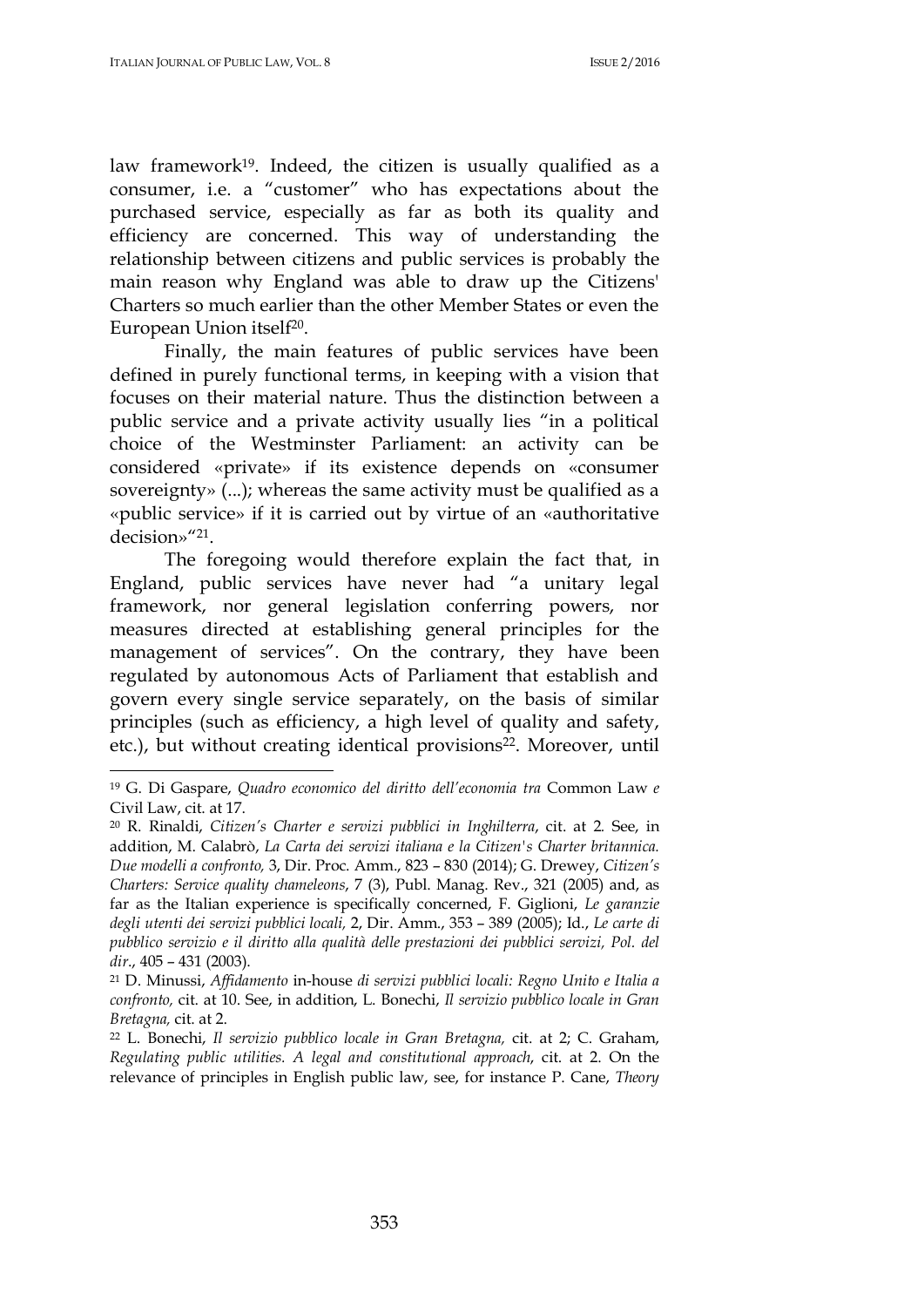law framework[19]. Indeed, the citizen is usually qualified as a consumer, i.e. a "customer" who has expectations about the purchased service, especially as far as both its quality and efficiency are concerned. This way of understanding the relationship between citizens and public services is probably the main reason why England was able to draw up the Citizens' Charters so much earlier than the other Member States or even the European Union itself[20].

Finally, the main features of public services have been defined in purely functional terms, in keeping with a vision that focuses on their material nature. Thus the distinction between a public service and a private activity usually lies "in a political choice of the Westminster Parliament: an activity can be considered «private» if its existence depends on «consumer sovereignty» (...); whereas the same activity must be qualified as a «public service» if it is carried out by virtue of an «authoritative decision»"[21].

The foregoing would therefore explain the fact that, in England, public services have never had "a unitary legal framework, nor general legislation conferring powers, nor measures directed at establishing general principles for the management of services". On the contrary, they have been regulated by autonomous Acts of Parliament that establish and govern every single service separately, on the basis of similar principles (such as efficiency, a high level of quality and safety, etc.), but without creating identical provisions[22]. Moreover, until

---

[19] G. Di Gaspare, *Quadro economico del diritto dell'economia tra* Common Law *e* Civil Law, cit. at 17.

[20] R. Rinaldi, *Citizen's Charter e servizi pubblici in Inghilterra*, cit. at 2. See, in addition, M. Calabrò, *La Carta dei servizi italiana e la Citizen's Charter britannica. Due modelli a confronto,* 3, Dir. Proc. Amm., 823 – 830 (2014); G. Drewey, *Citizen's Charters: Service quality chameleons*, 7 (3), Publ. Manag. Rev., 321 (2005) and, as far as the Italian experience is specifically concerned, F. Giglioni, *Le garanzie degli utenti dei servizi pubblici locali,* 2, Dir. Amm., 353 – 389 (2005); Id., *Le carte di pubblico servizio e il diritto alla qualità delle prestazioni dei pubblici servizi, Pol. del dir.*, 405 – 431 (2003).

[21] D. Minussi, *Affidamento* in-house *di servizi pubblici locali: Regno Unito e Italia a confronto,* cit. at 10. See, in addition, L. Bonechi, *Il servizio pubblico locale in Gran Bretagna,* cit. at 2.

[22] L. Bonechi, *Il servizio pubblico locale in Gran Bretagna,* cit. at 2; C. Graham, *Regulating public utilities. A legal and constitutional approach*, cit. at 2. On the relevance of principles in English public law, see, for instance P. Cane, *Theory*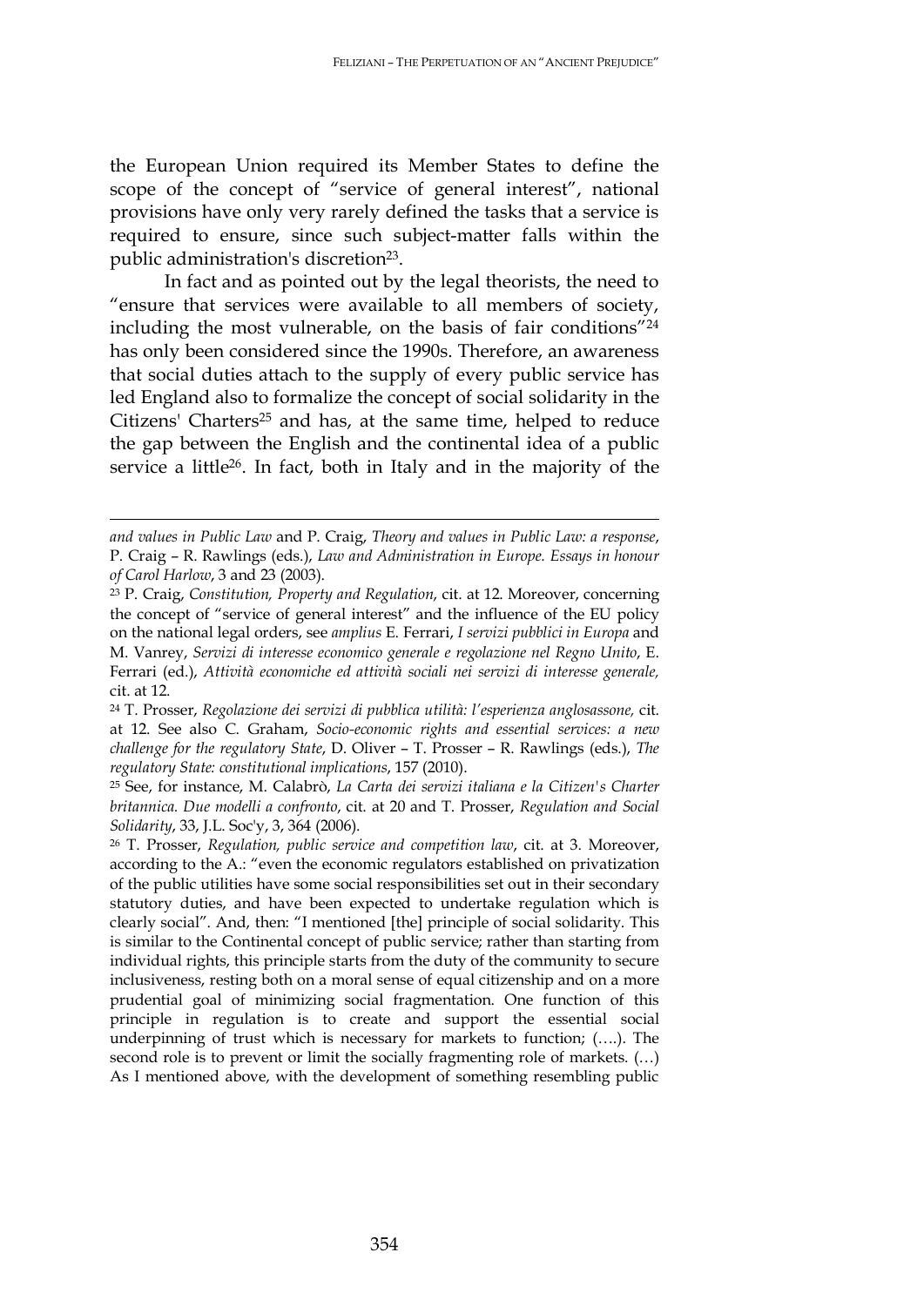the European Union required its Member States to define the scope of the concept of "service of general interest", national provisions have only very rarely defined the tasks that a service is required to ensure, since such subject-matter falls within the public administration's discretion[23].

In fact and as pointed out by the legal theorists, the need to "ensure that services were available to all members of society, including the most vulnerable, on the basis of fair conditions"[24] has only been considered since the 1990s. Therefore, an awareness that social duties attach to the supply of every public service has led England also to formalize the concept of social solidarity in the Citizens' Charters[25] and has, at the same time, helped to reduce the gap between the English and the continental idea of a public service a little[26]. In fact, both in Italy and in the majority of the

---

*and values in Public Law* and P. Craig, *Theory and values in Public Law: a response*, P. Craig – R. Rawlings (eds.), *Law and Administration in Europe. Essays in honour of Carol Harlow*, 3 and 23 (2003).

[23] P. Craig, *Constitution, Property and Regulation*, cit. at 12. Moreover, concerning the concept of "service of general interest" and the influence of the EU policy on the national legal orders, see *amplius* E. Ferrari, *I servizi pubblici in Europa* and M. Vanrey, *Servizi di interesse economico generale e regolazione nel Regno Unito*, E. Ferrari (ed.), *Attività economiche ed attività sociali nei servizi di interesse generale,* cit. at 12.

[24] T. Prosser, *Regolazione dei servizi di pubblica utilità: l'esperienza anglosassone,* cit. at 12. See also C. Graham, *Socio-economic rights and essential services: a new challenge for the regulatory State*, D. Oliver – T. Prosser – R. Rawlings (eds.), *The regulatory State: constitutional implications*, 157 (2010).

[25] See, for instance, M. Calabrò, *La Carta dei servizi italiana e la Citizen's Charter britannica. Due modelli a confronto*, cit. at 20 and T. Prosser, *Regulation and Social Solidarity*, 33, J.L. Soc'y, 3, 364 (2006).

[26] T. Prosser, *Regulation, public service and competition law*, cit. at 3. Moreover, according to the A.: "even the economic regulators established on privatization of the public utilities have some social responsibilities set out in their secondary statutory duties, and have been expected to undertake regulation which is clearly social". And, then: "I mentioned [the] principle of social solidarity. This is similar to the Continental concept of public service; rather than starting from individual rights, this principle starts from the duty of the community to secure inclusiveness, resting both on a moral sense of equal citizenship and on a more prudential goal of minimizing social fragmentation. One function of this principle in regulation is to create and support the essential social underpinning of trust which is necessary for markets to function; (….). The second role is to prevent or limit the socially fragmenting role of markets. (…) As I mentioned above, with the development of something resembling public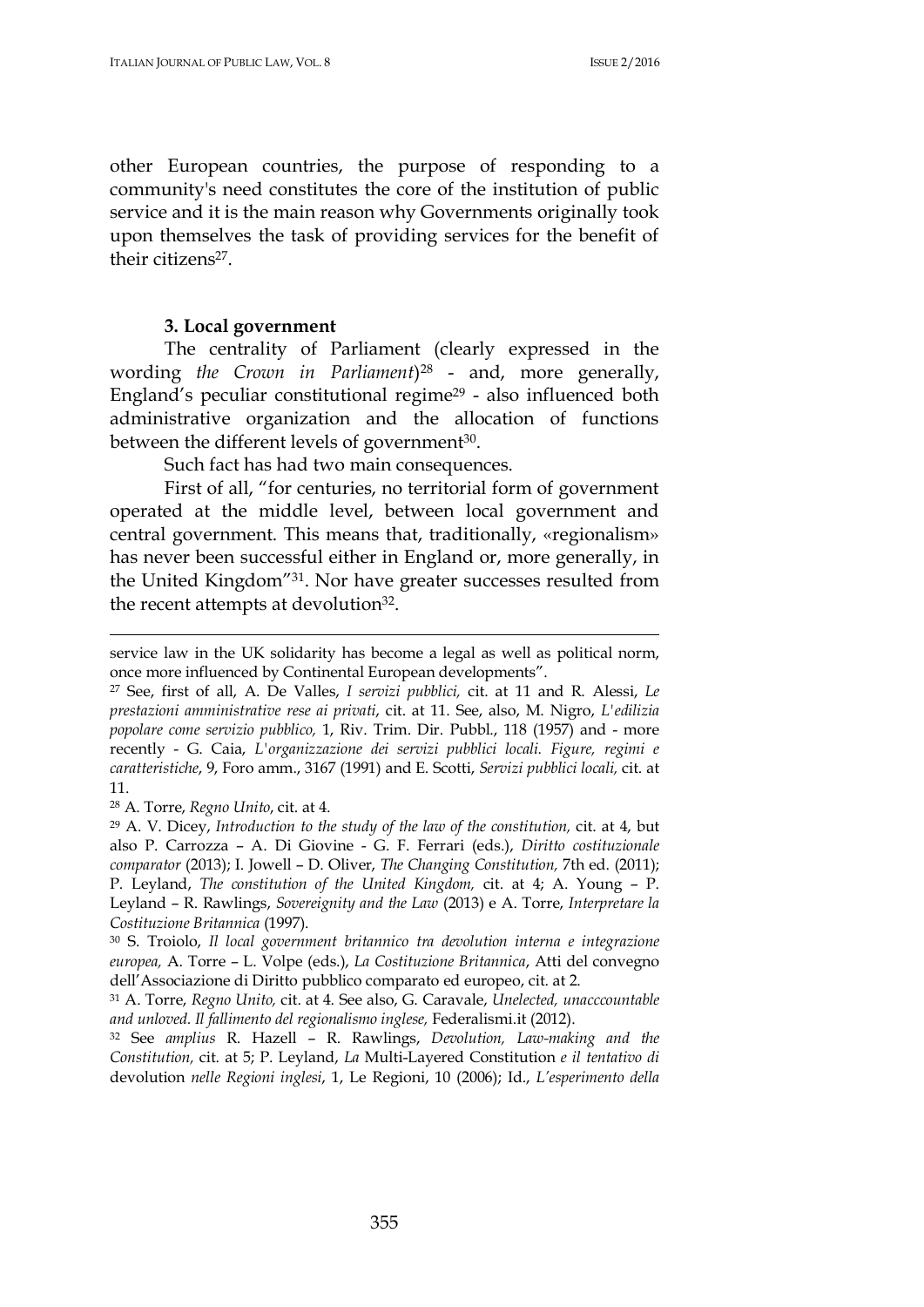other European countries, the purpose of responding to a community's need constitutes the core of the institution of public service and it is the main reason why Governments originally took upon themselves the task of providing services for the benefit of their citizens[27].

### 3. Local government

The centrality of Parliament (clearly expressed in the wording *the Crown in Parliament*)[28] - and, more generally, England's peculiar constitutional regime[29] - also influenced both administrative organization and the allocation of functions between the different levels of government[30].

Such fact has had two main consequences.

First of all, "for centuries, no territorial form of government operated at the middle level, between local government and central government. This means that, traditionally, «regionalism» has never been successful either in England or, more generally, in the United Kingdom"[31]. Nor have greater successes resulted from the recent attempts at devolution[32].

---

service law in the UK solidarity has become a legal as well as political norm, once more influenced by Continental European developments".

[27] See, first of all, A. De Valles, *I servizi pubblici,* cit. at 11 and R. Alessi, *Le prestazioni amministrative rese ai privati*, cit. at 11. See, also, M. Nigro, *L'edilizia popolare come servizio pubblico,* 1, Riv. Trim. Dir. Pubbl., 118 (1957) and - more recently - G. Caia, *L'organizzazione dei servizi pubblici locali. Figure, regimi e caratteristiche*, 9, Foro amm., 3167 (1991) and E. Scotti, *Servizi pubblici locali,* cit. at 11.

[28] A. Torre, *Regno Unito*, cit. at 4.

[29] A. V. Dicey, *Introduction to the study of the law of the constitution,* cit. at 4, but also P. Carrozza – A. Di Giovine - G. F. Ferrari (eds.), *Diritto costituzionale comparator* (2013); I. Jowell – D. Oliver, *The Changing Constitution,* 7th ed. (2011); P. Leyland, *The constitution of the United Kingdom,* cit. at 4; A. Young – P. Leyland – R. Rawlings, *Sovereignity and the Law* (2013) e A. Torre, *Interpretare la Costituzione Britannica* (1997).

[30] S. Troiolo, *Il local government britannico tra devolution interna e integrazione europea,* A. Torre – L. Volpe (eds.), *La Costituzione Britannica*, Atti del convegno dell'Associazione di Diritto pubblico comparato ed europeo, cit. at 2.

[31] A. Torre, *Regno Unito,* cit. at 4. See also, G. Caravale, *Unelected, unacccountable and unloved. Il fallimento del regionalismo inglese,* Federalismi.it (2012).

[32] See *amplius* R. Hazell – R. Rawlings, *Devolution, Law-making and the Constitution,* cit. at 5; P. Leyland, *La* Multi-Layered Constitution *e il tentativo di* devolution *nelle Regioni inglesi*, 1, Le Regioni, 10 (2006); Id., *L'esperimento della*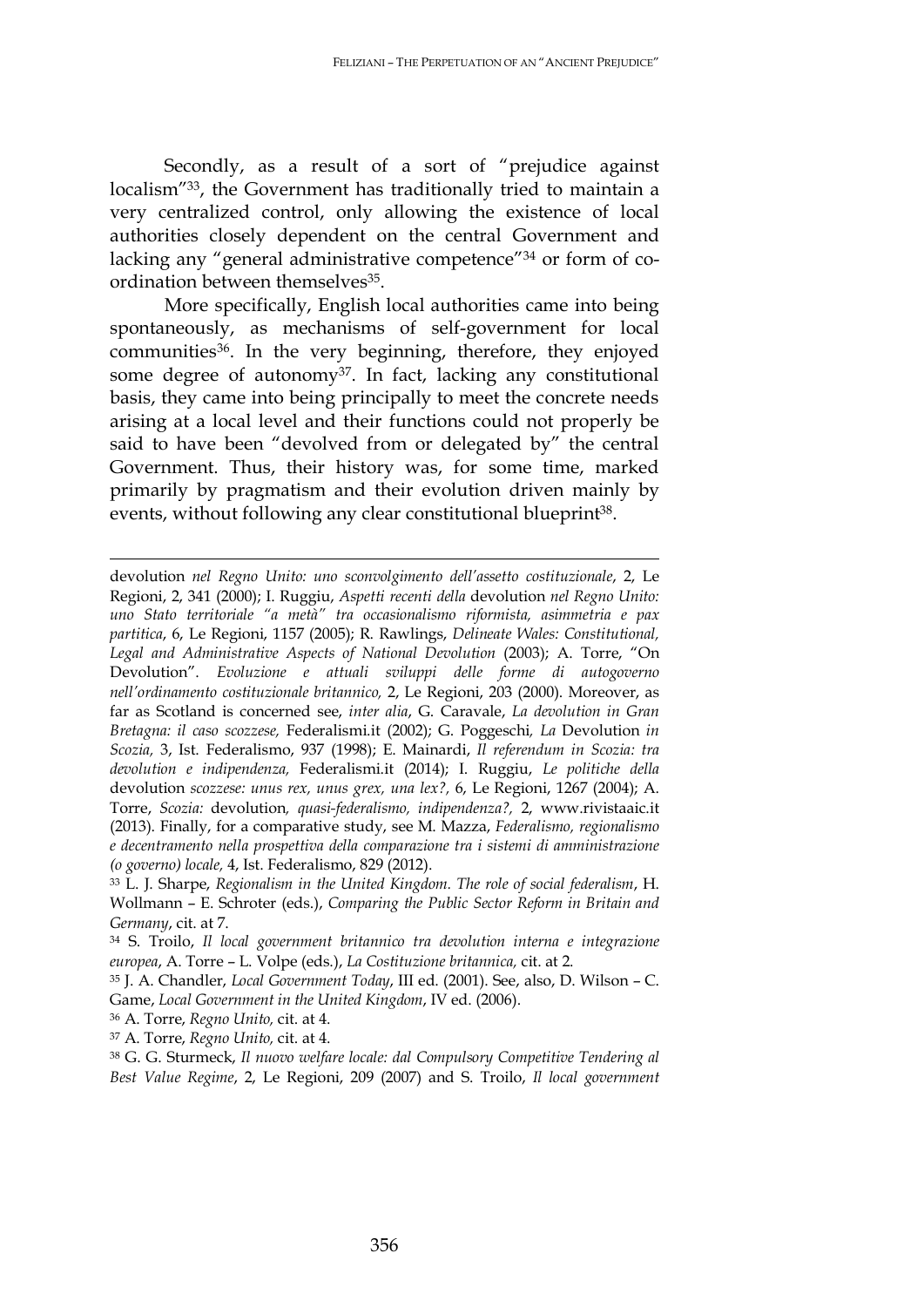Secondly, as a result of a sort of "prejudice against localism"[33], the Government has traditionally tried to maintain a very centralized control, only allowing the existence of local authorities closely dependent on the central Government and lacking any "general administrative competence"[34] or form of co-ordination between themselves[35].

More specifically, English local authorities came into being spontaneously, as mechanisms of self-government for local communities[36]. In the very beginning, therefore, they enjoyed some degree of autonomy[37]. In fact, lacking any constitutional basis, they came into being principally to meet the concrete needs arising at a local level and their functions could not properly be said to have been "devolved from or delegated by" the central Government. Thus, their history was, for some time, marked primarily by pragmatism and their evolution driven mainly by events, without following any clear constitutional blueprint[38].

---

devolution *nel Regno Unito: uno sconvolgimento dell'assetto costituzionale*, 2, Le Regioni, 2, 341 (2000); I. Ruggiu, *Aspetti recenti della* devolution *nel Regno Unito: uno Stato territoriale "a metà" tra occasionalismo riformista, asimmetria e pax partitica*, 6, Le Regioni, 1157 (2005); R. Rawlings, *Delineate Wales: Constitutional, Legal and Administrative Aspects of National Devolution* (2003); A. Torre, "On Devolution". *Evoluzione e attuali sviluppi delle forme di autogoverno nell'ordinamento costituzionale britannico,* 2, Le Regioni, 203 (2000). Moreover, as far as Scotland is concerned see, *inter alia*, G. Caravale, *La devolution in Gran Bretagna: il caso scozzese,* Federalismi.it (2002); G. Poggeschi*, La* Devolution *in Scozia,* 3, Ist. Federalismo, 937 (1998); E. Mainardi, *Il referendum in Scozia: tra devolution e indipendenza,* Federalismi.it (2014); I. Ruggiu, *Le politiche della* devolution *scozzese: unus rex, unus grex, una lex?,* 6, Le Regioni, 1267 (2004); A. Torre, *Scozia:* devolution*, quasi-federalismo, indipendenza?,* 2, www.rivistaaic.it (2013). Finally, for a comparative study, see M. Mazza, *Federalismo, regionalismo e decentramento nella prospettiva della comparazione tra i sistemi di amministrazione (o governo) locale,* 4, Ist. Federalismo, 829 (2012).

[33] L. J. Sharpe, *Regionalism in the United Kingdom. The role of social federalism*, H. Wollmann – E. Schroter (eds.), *Comparing the Public Sector Reform in Britain and Germany*, cit. at 7.

[34] S. Troilo, *Il local government britannico tra devolution interna e integrazione europea*, A. Torre – L. Volpe (eds.), *La Costituzione britannica,* cit. at 2.

[35] J. A. Chandler, *Local Government Today*, III ed. (2001). See, also, D. Wilson – C. Game, *Local Government in the United Kingdom*, IV ed. (2006).

[36] A. Torre, *Regno Unito,* cit. at 4.

[37] A. Torre, *Regno Unito,* cit. at 4.

[38] G. G. Sturmeck, *Il nuovo welfare locale: dal Compulsory Competitive Tendering al Best Value Regime*, 2, Le Regioni, 209 (2007) and S. Troilo, *Il local government*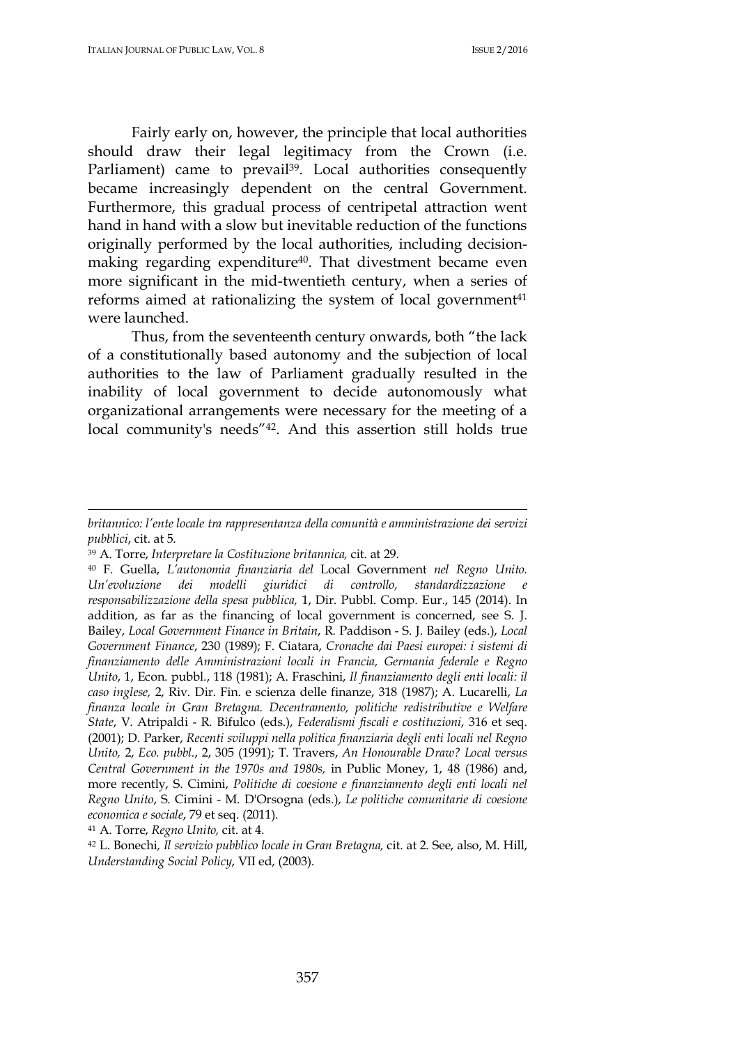Fairly early on, however, the principle that local authorities should draw their legal legitimacy from the Crown (i.e. Parliament) came to prevail[39]. Local authorities consequently became increasingly dependent on the central Government. Furthermore, this gradual process of centripetal attraction went hand in hand with a slow but inevitable reduction of the functions originally performed by the local authorities, including decision-making regarding expenditure[40]. That divestment became even more significant in the mid-twentieth century, when a series of reforms aimed at rationalizing the system of local government[41] were launched.

Thus, from the seventeenth century onwards, both "the lack of a constitutionally based autonomy and the subjection of local authorities to the law of Parliament gradually resulted in the inability of local government to decide autonomously what organizational arrangements were necessary for the meeting of a local community's needs"[42]. And this assertion still holds true

---

*britannico: l'ente locale tra rappresentanza della comunità e amministrazione dei servizi pubblici*, cit. at 5.

[39] A. Torre, *Interpretare la Costituzione britannica,* cit. at 29.

[40] F. Guella, *L'autonomia finanziaria del* Local Government *nel Regno Unito. Un'evoluzione dei modelli giuridici di controllo, standardizzazione e responsabilizzazione della spesa pubblica,* 1, Dir. Pubbl. Comp. Eur., 145 (2014). In addition, as far as the financing of local government is concerned, see S. J. Bailey, *Local Government Finance in Britain*, R. Paddison - S. J. Bailey (eds.), *Local Government Finance*, 230 (1989); F. Ciatara, *Cronache dai Paesi europei: i sistemi di finanziamento delle Amministrazioni locali in Francia, Germania federale e Regno Unito*, 1, Econ. pubbl., 118 (1981); A. Fraschini, *Il finanziamento degli enti locali: il caso inglese,* 2, Riv. Dir. Fin. e scienza delle finanze, 318 (1987); A. Lucarelli, *La finanza locale in Gran Bretagna. Decentramento, politiche redistributive e Welfare State*, V. Atripaldi - R. Bifulco (eds.), *Federalismi fiscali e costituzioni*, 316 et seq. (2001); D. Parker, *Recenti sviluppi nella politica finanziaria degli enti locali nel Regno Unito,* 2, *Eco. pubbl*., 2, 305 (1991); T. Travers, *An Honourable Draw? Local versus Central Government in the 1970s and 1980s,* in Public Money, 1, 48 (1986) and, more recently, S. Cimini, *Politiche di coesione e finanziamento degli enti locali nel Regno Unito*, S. Cimini - M. D'Orsogna (eds.), *Le politiche comunitarie di coesione economica e sociale*, 79 et seq. (2011).

[41] A. Torre, *Regno Unito,* cit. at 4.

[42] L. Bonechi*, Il servizio pubblico locale in Gran Bretagna,* cit. at 2. See, also, M. Hill, *Understanding Social Policy*, VII ed, (2003).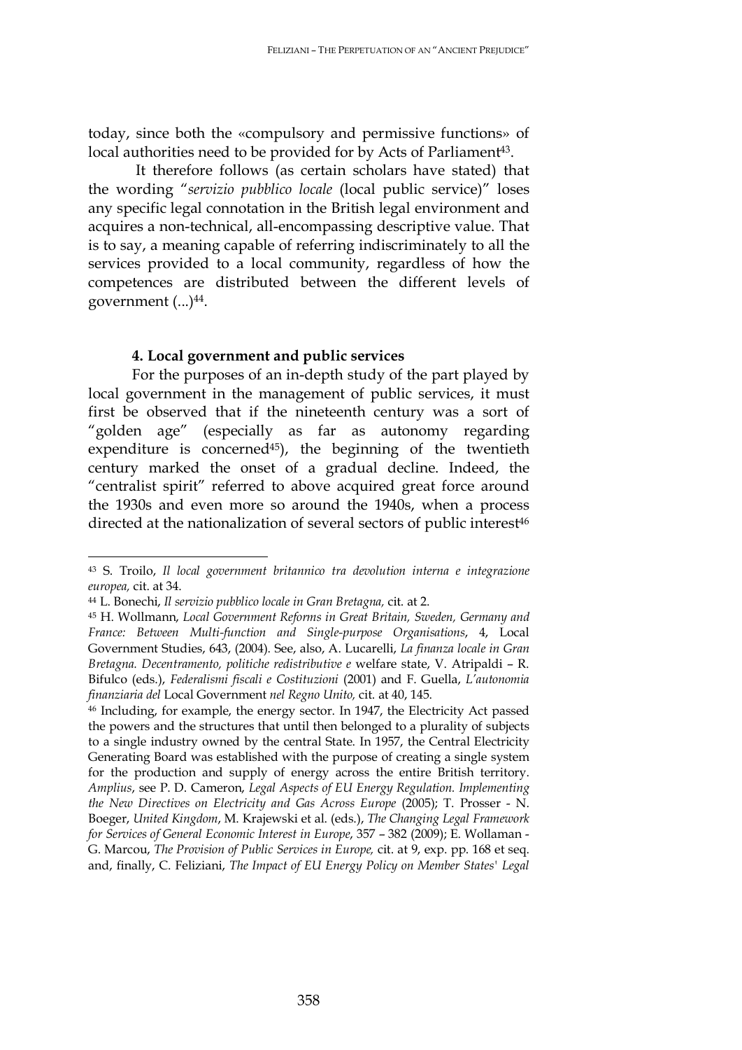today, since both the «compulsory and permissive functions» of local authorities need to be provided for by Acts of Parliament[43].

It therefore follows (as certain scholars have stated) that the wording "*servizio pubblico locale* (local public service)" loses any specific legal connotation in the British legal environment and acquires a non-technical, all-encompassing descriptive value. That is to say, a meaning capable of referring indiscriminately to all the services provided to a local community, regardless of how the competences are distributed between the different levels of government (...)[44].

## 4. Local government and public services

For the purposes of an in-depth study of the part played by local government in the management of public services, it must first be observed that if the nineteenth century was a sort of "golden age" (especially as far as autonomy regarding expenditure is concerned[45]), the beginning of the twentieth century marked the onset of a gradual decline. Indeed, the "centralist spirit" referred to above acquired great force around the 1930s and even more so around the 1940s, when a process directed at the nationalization of several sectors of public interest[46]

---

[43] S. Troilo, *Il local government britannico tra devolution interna e integrazione europea,* cit. at 34.

[44] L. Bonechi, *Il servizio pubblico locale in Gran Bretagna,* cit. at 2.

[45] H. Wollmann, *Local Government Reforms in Great Britain, Sweden, Germany and France: Between Multi-function and Single-purpose Organisations*, 4, Local Government Studies, 643, (2004). See, also, A. Lucarelli, *La finanza locale in Gran Bretagna. Decentramento, politiche redistributive e* welfare state, V. Atripaldi – R. Bifulco (eds.), *Federalismi fiscali e Costituzioni* (2001) and F. Guella, *L'autonomia finanziaria del* Local Government *nel Regno Unito,* cit. at 40, 145.

[46] Including, for example, the energy sector. In 1947, the Electricity Act passed the powers and the structures that until then belonged to a plurality of subjects to a single industry owned by the central State. In 1957, the Central Electricity Generating Board was established with the purpose of creating a single system for the production and supply of energy across the entire British territory. *Amplius*, see P. D. Cameron, *Legal Aspects of EU Energy Regulation. Implementing the New Directives on Electricity and Gas Across Europe* (2005); T. Prosser - N. Boeger, *United Kingdom*, M. Krajewski et al. (eds.), *The Changing Legal Framework for Services of General Economic Interest in Europe*, 357 – 382 (2009); E. Wollaman - G. Marcou, *The Provision of Public Services in Europe,* cit. at 9, exp. pp. 168 et seq. and, finally, C. Feliziani, *The Impact of EU Energy Policy on Member States' Legal*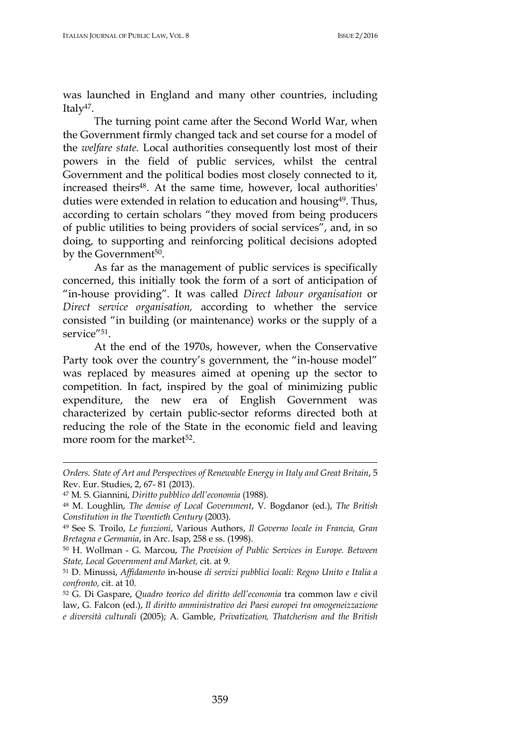was launched in England and many other countries, including Italy[47].

The turning point came after the Second World War, when the Government firmly changed tack and set course for a model of the *welfare state*. Local authorities consequently lost most of their powers in the field of public services, whilst the central Government and the political bodies most closely connected to it, increased theirs[48]. At the same time, however, local authorities' duties were extended in relation to education and housing[49]. Thus, according to certain scholars "they moved from being producers of public utilities to being providers of social services", and, in so doing, to supporting and reinforcing political decisions adopted by the Government[50].

As far as the management of public services is specifically concerned, this initially took the form of a sort of anticipation of "in-house providing". It was called *Direct labour organisation* or *Direct service organisation,* according to whether the service consisted "in building (or maintenance) works or the supply of a service"[51].

At the end of the 1970s, however, when the Conservative Party took over the country's government, the "in-house model" was replaced by measures aimed at opening up the sector to competition. In fact, inspired by the goal of minimizing public expenditure, the new era of English Government was characterized by certain public-sector reforms directed both at reducing the role of the State in the economic field and leaving more room for the market[52].

---

*Orders. State of Art and Perspectives of Renewable Energy in Italy and Great Britain*, 5 Rev. Eur. Studies, 2, 67- 81 (2013).

[47] M. S. Giannini, *Diritto pubblico dell'economia* (1988).

[48] M. Loughlin, *The demise of Local Government*, V. Bogdanor (ed.), *The British Constitution in the Twentieth Century* (2003).

[49] See S. Troilo, *Le funzioni*, Various Authors, *Il Governo locale in Francia, Gran Bretagna e Germania*, in Arc. Isap, 258 e ss. (1998).

[50] H. Wollman - G. Marcou, *The Provision of Public Services in Europe. Between State, Local Government and Market,* cit. at 9.

[51] D. Minussi, *Affidamento* in-house *di servizi pubblici locali: Regno Unito e Italia a confronto,* cit. at 10.

[52] G. Di Gaspare, *Quadro teorico del diritto dell'economia* tra common law *e* civil law, G. Falcon (ed.), *Il diritto amministrativo dei Paesi europei tra omogeneizzazione e diversità culturali* (2005); A. Gamble, *Privatization, Thatcherism and the British*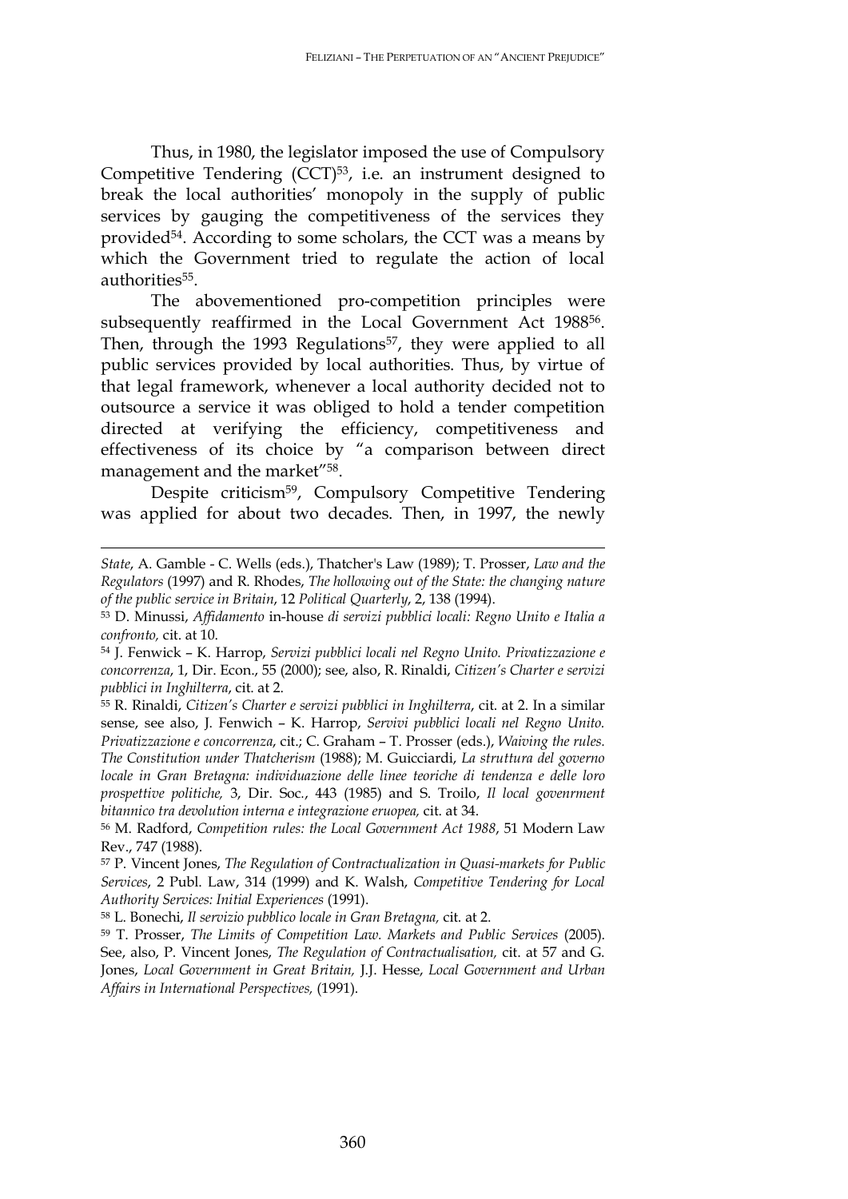Thus, in 1980, the legislator imposed the use of Compulsory Competitive Tendering (CCT)[53], i.e. an instrument designed to break the local authorities' monopoly in the supply of public services by gauging the competitiveness of the services they provided[54]. According to some scholars, the CCT was a means by which the Government tried to regulate the action of local authorities[55].

The abovementioned pro-competition principles were subsequently reaffirmed in the Local Government Act 1988[56]. Then, through the 1993 Regulations[57], they were applied to all public services provided by local authorities. Thus, by virtue of that legal framework, whenever a local authority decided not to outsource a service it was obliged to hold a tender competition directed at verifying the efficiency, competitiveness and effectiveness of its choice by "a comparison between direct management and the market"[58].

Despite criticism[59], Compulsory Competitive Tendering was applied for about two decades. Then, in 1997, the newly

---

*State*, A. Gamble - C. Wells (eds.), Thatcher's Law (1989); T. Prosser, *Law and the Regulators* (1997) and R. Rhodes, *The hollowing out of the State: the changing nature of the public service in Britain*, 12 *Political Quarterly*, 2, 138 (1994).

[53] D. Minussi, *Affidamento* in-house *di servizi pubblici locali: Regno Unito e Italia a confronto,* cit. at 10.

[54] J. Fenwick – K. Harrop, *Servizi pubblici locali nel Regno Unito. Privatizzazione e concorrenza*, 1, Dir. Econ., 55 (2000); see, also, R. Rinaldi, *Citizen's Charter e servizi pubblici in Inghilterra*, cit. at 2.

[55] R. Rinaldi, *Citizen's Charter e servizi pubblici in Inghilterra*, cit. at 2. In a similar sense, see also, J. Fenwich – K. Harrop, *Servivi pubblici locali nel Regno Unito. Privatizzazione e concorrenza*, cit.; C. Graham – T. Prosser (eds.), *Waiving the rules. The Constitution under Thatcherism* (1988); M. Guicciardi, *La struttura del governo locale in Gran Bretagna: individuazione delle linee teoriche di tendenza e delle loro prospettive politiche,* 3, Dir. Soc., 443 (1985) and S. Troilo, *Il local govenrment bitannico tra devolution interna e integrazione eruopea,* cit. at 34.

[56] M. Radford, *Competition rules: the Local Government Act 1988*, 51 Modern Law Rev., 747 (1988).

[57] P. Vincent Jones, *The Regulation of Contractualization in Quasi-markets for Public Services*, 2 Publ. Law, 314 (1999) and K. Walsh, *Competitive Tendering for Local Authority Services: Initial Experiences* (1991).

[58] L. Bonechi, *Il servizio pubblico locale in Gran Bretagna,* cit. at 2.

[59] T. Prosser, *The Limits of Competition Law. Markets and Public Services* (2005). See, also, P. Vincent Jones, *The Regulation of Contractualisation,* cit. at 57 and G. Jones, *Local Government in Great Britain,* J.J. Hesse, *Local Government and Urban Affairs in International Perspectives,* (1991).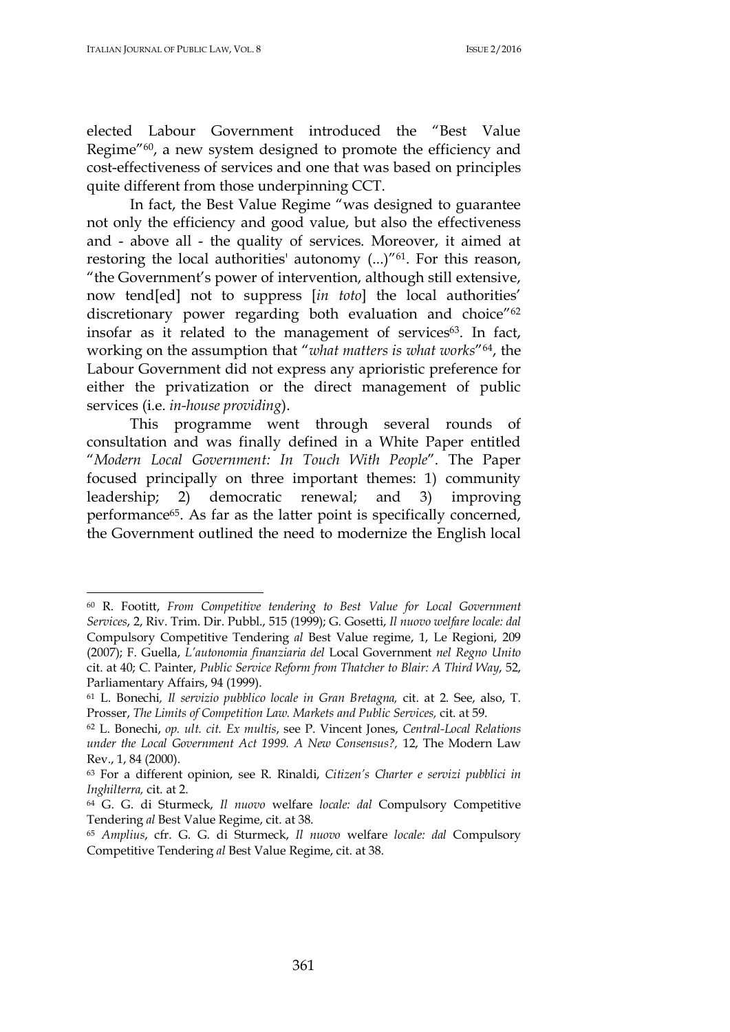elected Labour Government introduced the "Best Value Regime"[60], a new system designed to promote the efficiency and cost-effectiveness of services and one that was based on principles quite different from those underpinning CCT.

In fact, the Best Value Regime "was designed to guarantee not only the efficiency and good value, but also the effectiveness and - above all - the quality of services. Moreover, it aimed at restoring the local authorities' autonomy (...)"[61]. For this reason, "the Government's power of intervention, although still extensive, now tend[ed] not to suppress [*in toto*] the local authorities' discretionary power regarding both evaluation and choice"[62] insofar as it related to the management of services[63]. In fact, working on the assumption that "*what matters is what works*"[64], the Labour Government did not express any aprioristic preference for either the privatization or the direct management of public services (i.e. *in-house providing*).

This programme went through several rounds of consultation and was finally defined in a White Paper entitled "*Modern Local Government: In Touch With People*". The Paper focused principally on three important themes: 1) community leadership; 2) democratic renewal; and 3) improving performance[65]. As far as the latter point is specifically concerned, the Government outlined the need to modernize the English local

---

[60] R. Footitt, *From Competitive tendering to Best Value for Local Government Services*, 2, Riv. Trim. Dir. Pubbl., 515 (1999); G. Gosetti, *Il nuovo welfare locale: dal* Compulsory Competitive Tendering *al* Best Value regime, 1, Le Regioni, 209 (2007); F. Guella, *L'autonomia finanziaria del* Local Government *nel Regno Unito* cit. at 40; C. Painter, *Public Service Reform from Thatcher to Blair: A Third Way*, 52, Parliamentary Affairs, 94 (1999).

[61] L. Bonechi, *Il servizio pubblico locale in Gran Bretagna,* cit. at 2. See, also, T. Prosser, *The Limits of Competition Law. Markets and Public Services,* cit. at 59.

[62] L. Bonechi, *op. ult. cit. Ex multis*, see P. Vincent Jones, *Central-Local Relations under the Local Government Act 1999. A New Consensus?,* 12, The Modern Law Rev., 1, 84 (2000).

[63] For a different opinion, see R. Rinaldi, *Citizen's Charter e servizi pubblici in Inghilterra,* cit. at 2.

[64] G. G. di Sturmeck, *Il nuovo* welfare *locale: dal* Compulsory Competitive Tendering *al* Best Value Regime, cit. at 38.

[65] *Amplius*, cfr. G. G. di Sturmeck, *Il nuovo* welfare *locale: dal* Compulsory Competitive Tendering *al* Best Value Regime, cit. at 38.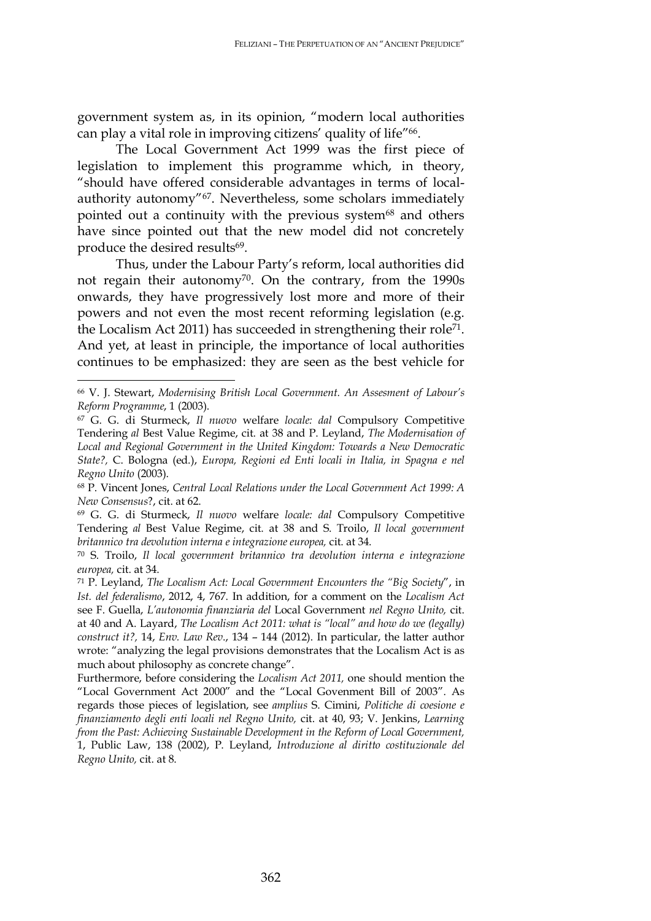government system as, in its opinion, "modern local authorities can play a vital role in improving citizens' quality of life"[66].

The Local Government Act 1999 was the first piece of legislation to implement this programme which, in theory, "should have offered considerable advantages in terms of local-authority autonomy"[67]. Nevertheless, some scholars immediately pointed out a continuity with the previous system[68] and others have since pointed out that the new model did not concretely produce the desired results[69].

Thus, under the Labour Party's reform, local authorities did not regain their autonomy[70]. On the contrary, from the 1990s onwards, they have progressively lost more and more of their powers and not even the most recent reforming legislation (e.g. the Localism Act 2011) has succeeded in strengthening their role[71]. And yet, at least in principle, the importance of local authorities continues to be emphasized: they are seen as the best vehicle for

---

[66] V. J. Stewart, *Modernising British Local Government. An Assesment of Labour's Reform Programme*, 1 (2003).

[67] G. G. di Sturmeck, *Il nuovo* welfare *locale: dal* Compulsory Competitive Tendering *al* Best Value Regime, cit. at 38 and P. Leyland, *The Modernisation of Local and Regional Government in the United Kingdom: Towards a New Democratic State?,* C. Bologna (ed.), *Europa, Regioni ed Enti locali in Italia, in Spagna e nel Regno Unito* (2003).

[68] P. Vincent Jones, *Central Local Relations under the Local Government Act 1999: A New Consensus*?, cit. at 62.

[69] G. G. di Sturmeck, *Il nuovo* welfare *locale: dal* Compulsory Competitive Tendering *al* Best Value Regime, cit. at 38 and S. Troilo, *Il local government britannico tra devolution interna e integrazione europea,* cit. at 34.

[70] S. Troilo, *Il local government britannico tra devolution interna e integrazione europea,* cit. at 34.

[71] P. Leyland, *The Localism Act: Local Government Encounters the "Big Society*", in *Ist. del federalismo*, 2012, 4, 767. In addition, for a comment on the *Localism Act* see F. Guella, *L'autonomia finanziaria del* Local Government *nel Regno Unito,* cit. at 40 and A. Layard, *The Localism Act 2011: what is "local" and how do we (legally) construct it?,* 14, *Env. Law Rev*., 134 – 144 (2012). In particular, the latter author wrote: "analyzing the legal provisions demonstrates that the Localism Act is as much about philosophy as concrete change".

Furthermore, before considering the *Localism Act 2011,* one should mention the "Local Government Act 2000" and the "Local Govenment Bill of 2003". As regards those pieces of legislation, see *amplius* S. Cimini, *Politiche di coesione e finanziamento degli enti locali nel Regno Unito,* cit. at 40, 93; V. Jenkins, *Learning from the Past: Achieving Sustainable Development in the Reform of Local Government,* 1, Public Law, 138 (2002), P. Leyland, *Introduzione al diritto costituzionale del Regno Unito,* cit. at 8.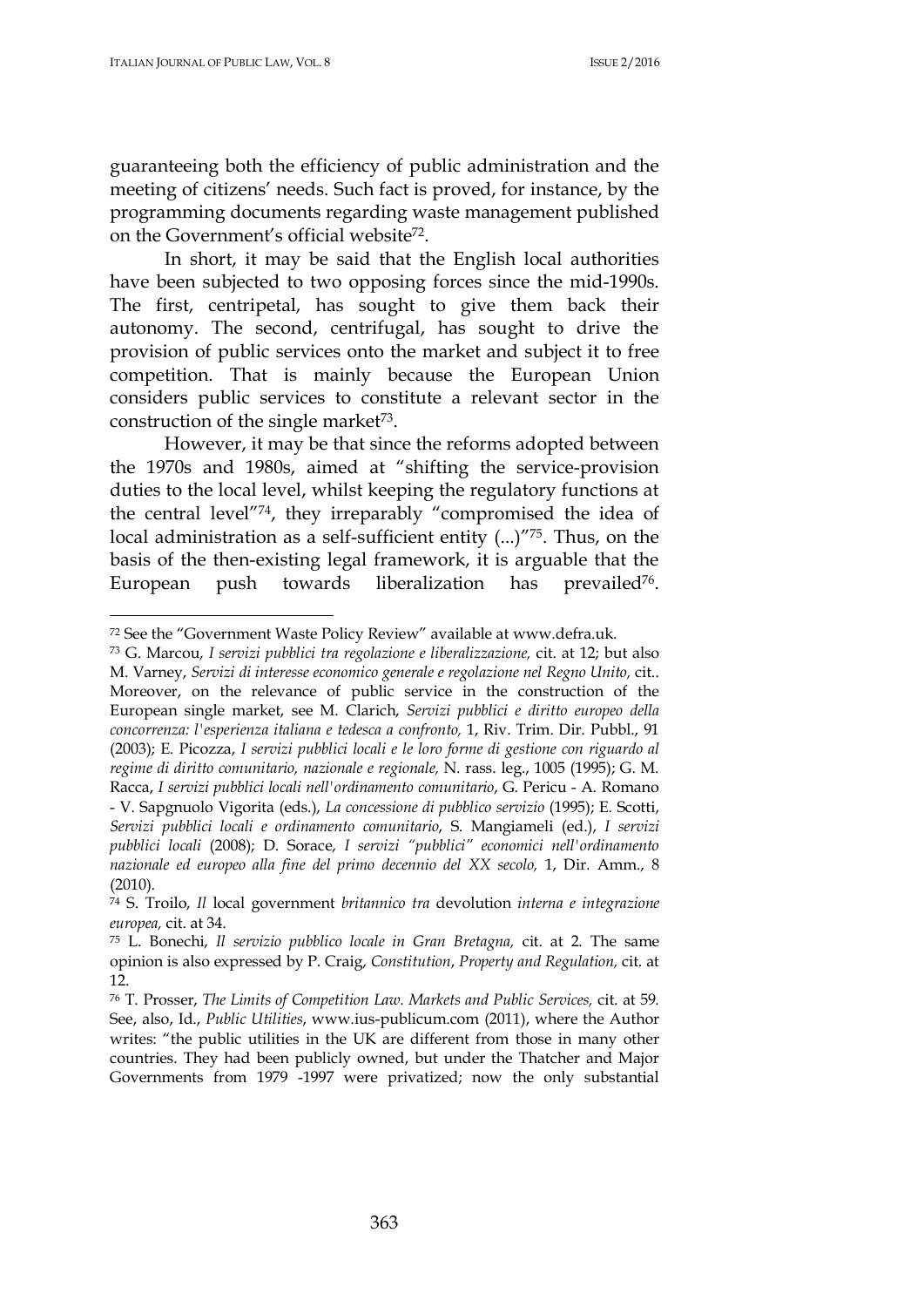guaranteeing both the efficiency of public administration and the meeting of citizens' needs. Such fact is proved, for instance, by the programming documents regarding waste management published on the Government's official website[72].

In short, it may be said that the English local authorities have been subjected to two opposing forces since the mid-1990s. The first, centripetal, has sought to give them back their autonomy. The second, centrifugal, has sought to drive the provision of public services onto the market and subject it to free competition. That is mainly because the European Union considers public services to constitute a relevant sector in the construction of the single market[73].

However, it may be that since the reforms adopted between the 1970s and 1980s, aimed at "shifting the service-provision duties to the local level, whilst keeping the regulatory functions at the central level"[74], they irreparably "compromised the idea of local administration as a self-sufficient entity (...)"[75]. Thus, on the basis of the then-existing legal framework, it is arguable that the European push towards liberalization has prevailed[76].

---

[72] See the "Government Waste Policy Review" available at www.defra.uk.

[73] G. Marcou, *I servizi pubblici tra regolazione e liberalizzazione,* cit. at 12; but also M. Varney, *Servizi di interesse economico generale e regolazione nel Regno Unito,* cit.. Moreover, on the relevance of public service in the construction of the European single market, see M. Clarich, *Servizi pubblici e diritto europeo della concorrenza: l'esperienza italiana e tedesca a confronto,* 1, Riv. Trim. Dir. Pubbl., 91 (2003); E. Picozza, *I servizi pubblici locali e le loro forme di gestione con riguardo al regime di diritto comunitario, nazionale e regionale,* N. rass. leg., 1005 (1995); G. M. Racca, *I servizi pubblici locali nell'ordinamento comunitario*, G. Pericu - A. Romano - V. Sapgnuolo Vigorita (eds.), *La concessione di pubblico servizio* (1995); E. Scotti, *Servizi pubblici locali e ordinamento comunitario*, S. Mangiameli (ed.), *I servizi pubblici locali* (2008); D. Sorace, *I servizi "pubblici" economici nell'ordinamento nazionale ed europeo alla fine del primo decennio del XX secolo,* 1, Dir. Amm., 8 (2010).

[74] S. Troilo, *Il* local government *britannico tra* devolution *interna e integrazione europea,* cit. at 34.

[75] L. Bonechi, *Il servizio pubblico locale in Gran Bretagna,* cit. at 2. The same opinion is also expressed by P. Craig, *Constitution*, *Property and Regulation,* cit. at 12.

[76] T. Prosser, *The Limits of Competition Law. Markets and Public Services,* cit. at 59. See, also, Id., *Public Utilities*, www.ius-publicum.com (2011), where the Author writes: "the public utilities in the UK are different from those in many other countries. They had been publicly owned, but under the Thatcher and Major Governments from 1979 -1997 were privatized; now the only substantial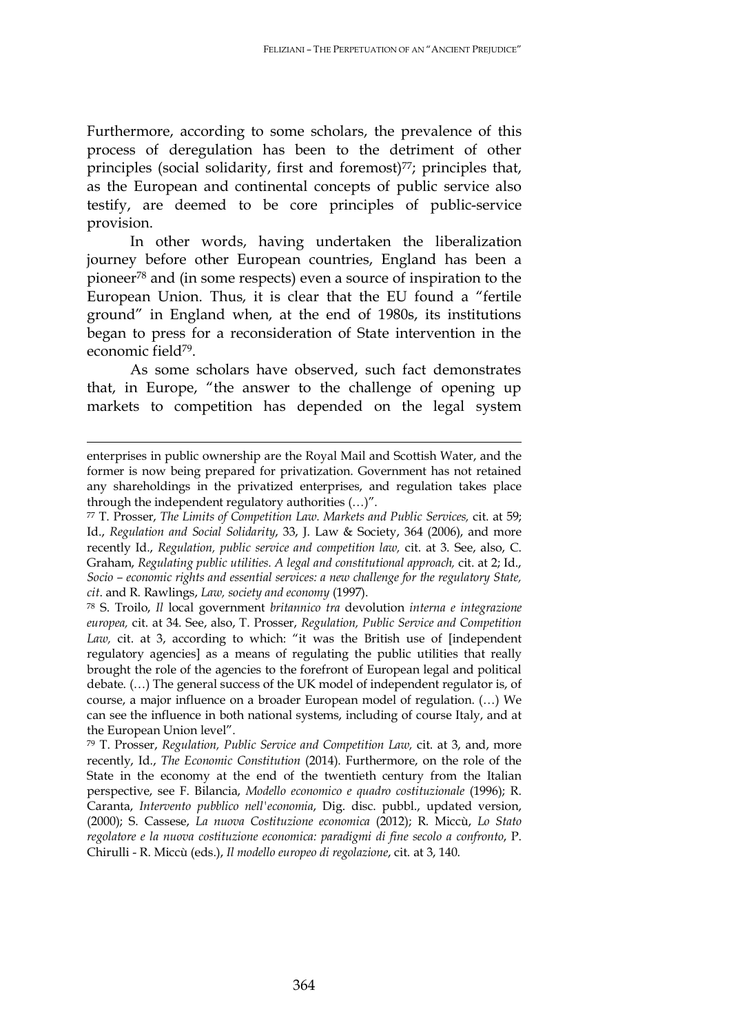Furthermore, according to some scholars, the prevalence of this process of deregulation has been to the detriment of other principles (social solidarity, first and foremost)[77]; principles that, as the European and continental concepts of public service also testify, are deemed to be core principles of public-service provision.

In other words, having undertaken the liberalization journey before other European countries, England has been a pioneer[78] and (in some respects) even a source of inspiration to the European Union. Thus, it is clear that the EU found a "fertile ground" in England when, at the end of 1980s, its institutions began to press for a reconsideration of State intervention in the economic field[79].

As some scholars have observed, such fact demonstrates that, in Europe, "the answer to the challenge of opening up markets to competition has depended on the legal system

---

enterprises in public ownership are the Royal Mail and Scottish Water, and the former is now being prepared for privatization. Government has not retained any shareholdings in the privatized enterprises, and regulation takes place through the independent regulatory authorities (…)".

[77] T. Prosser, *The Limits of Competition Law. Markets and Public Services,* cit. at 59; Id., *Regulation and Social Solidarity*, 33, J. Law & Society, 364 (2006), and more recently Id., *Regulation, public service and competition law,* cit. at 3. See, also, C. Graham, *Regulating public utilities. A legal and constitutional approach,* cit. at 2; Id., *Socio – economic rights and essential services: a new challenge for the regulatory State, cit*. and R. Rawlings, *Law, society and economy* (1997).

[78] S. Troilo, *Il* local government *britannico tra* devolution *interna e integrazione europea,* cit. at 34. See, also, T. Prosser, *Regulation, Public Service and Competition Law,* cit. at 3, according to which: "it was the British use of [independent regulatory agencies] as a means of regulating the public utilities that really brought the role of the agencies to the forefront of European legal and political debate. (…) The general success of the UK model of independent regulator is, of course, a major influence on a broader European model of regulation. (…) We can see the influence in both national systems, including of course Italy, and at the European Union level".

[79] T. Prosser, *Regulation, Public Service and Competition Law,* cit. at 3, and, more recently, Id., *The Economic Constitution* (2014). Furthermore, on the role of the State in the economy at the end of the twentieth century from the Italian perspective, see F. Bilancia, *Modello economico e quadro costituzionale* (1996); R. Caranta, *Intervento pubblico nell'economia*, Dig. disc. pubbl., updated version, (2000); S. Cassese, *La nuova Costituzione economica* (2012); R. Miccù, *Lo Stato regolatore e la nuova costituzione economica: paradigmi di fine secolo a confronto*, P. Chirulli - R. Miccù (eds.), *Il modello europeo di regolazione*, cit. at 3, 140.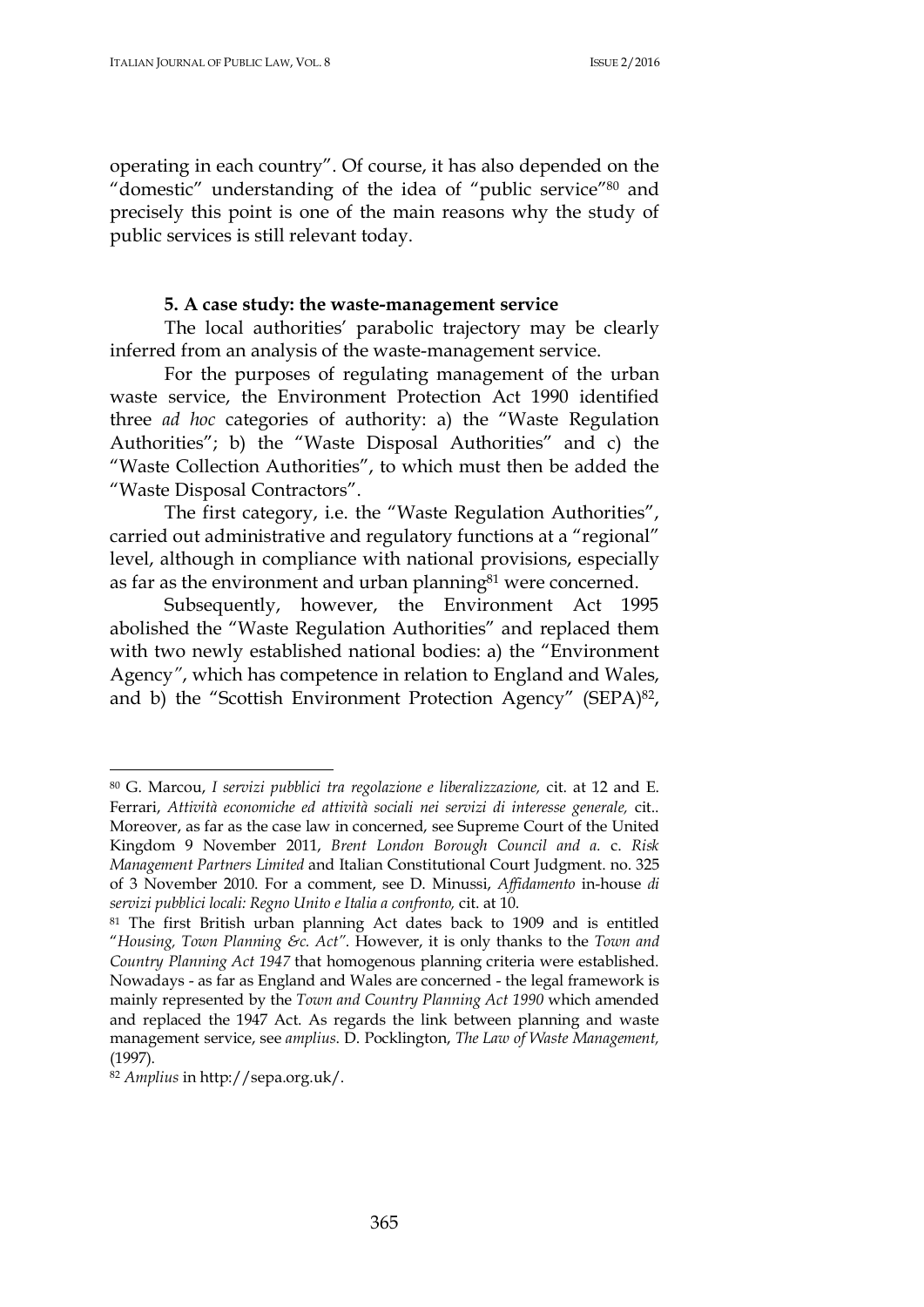operating in each country". Of course, it has also depended on the "domestic" understanding of the idea of "public service"[80] and precisely this point is one of the main reasons why the study of public services is still relevant today.

### 5. A case study: the waste-management service

The local authorities' parabolic trajectory may be clearly inferred from an analysis of the waste-management service.

For the purposes of regulating management of the urban waste service, the Environment Protection Act 1990 identified three *ad hoc* categories of authority: a) the "Waste Regulation Authorities"; b) the "Waste Disposal Authorities" and c) the "Waste Collection Authorities", to which must then be added the "Waste Disposal Contractors".

The first category, i.e. the "Waste Regulation Authorities", carried out administrative and regulatory functions at a "regional" level, although in compliance with national provisions, especially as far as the environment and urban planning[81] were concerned.

Subsequently, however, the Environment Act 1995 abolished the "Waste Regulation Authorities" and replaced them with two newly established national bodies: a) the "Environment Agency", which has competence in relation to England and Wales, and b) the "Scottish Environment Protection Agency" (SEPA)[82],

---

[80] G. Marcou, *I servizi pubblici tra regolazione e liberalizzazione,* cit. at 12 and E. Ferrari, *Attività economiche ed attività sociali nei servizi di interesse generale,* cit.. Moreover, as far as the case law in concerned, see Supreme Court of the United Kingdom 9 November 2011, *Brent London Borough Council and a.* c. *Risk Management Partners Limited* and Italian Constitutional Court Judgment. no. 325 of 3 November 2010. For a comment, see D. Minussi, *Affidamento* in-house *di servizi pubblici locali: Regno Unito e Italia a confronto,* cit. at 10.

[81] The first British urban planning Act dates back to 1909 and is entitled "*Housing, Town Planning &c. Act"*. However, it is only thanks to the *Town and Country Planning Act 1947* that homogenous planning criteria were established. Nowadays - as far as England and Wales are concerned - the legal framework is mainly represented by the *Town and Country Planning Act 1990* which amended and replaced the 1947 Act. As regards the link between planning and waste management service, see *amplius.* D. Pocklington, *The Law of Waste Management,* (1997).

[82] *Amplius* in http://sepa.org.uk/.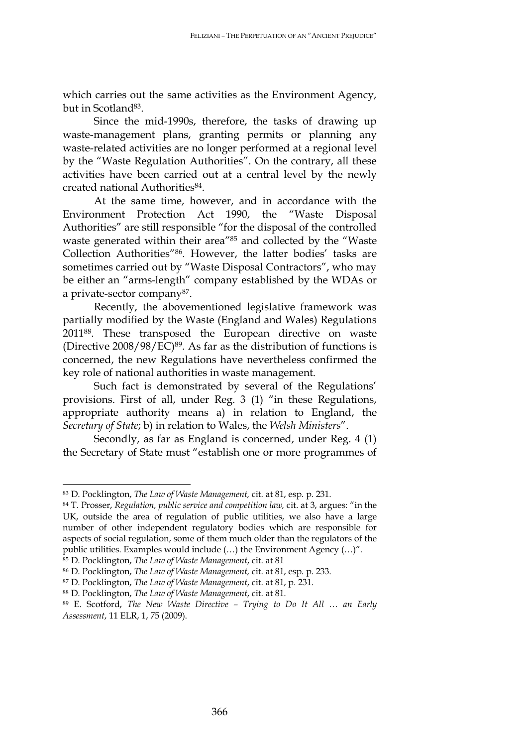which carries out the same activities as the Environment Agency, but in Scotland[83].

Since the mid-1990s, therefore, the tasks of drawing up waste-management plans, granting permits or planning any waste-related activities are no longer performed at a regional level by the "Waste Regulation Authorities". On the contrary, all these activities have been carried out at a central level by the newly created national Authorities[84].

At the same time, however, and in accordance with the Environment Protection Act 1990, the "Waste Disposal Authorities" are still responsible "for the disposal of the controlled waste generated within their area"[85] and collected by the "Waste Collection Authorities"[86]. However, the latter bodies' tasks are sometimes carried out by "Waste Disposal Contractors", who may be either an "arms-length" company established by the WDAs or a private-sector company[87].

Recently, the abovementioned legislative framework was partially modified by the Waste (England and Wales) Regulations 2011[88]. These transposed the European directive on waste (Directive 2008/98/EC)[89]. As far as the distribution of functions is concerned, the new Regulations have nevertheless confirmed the key role of national authorities in waste management.

Such fact is demonstrated by several of the Regulations' provisions. First of all, under Reg. 3 (1) "in these Regulations, appropriate authority means a) in relation to England, the *Secretary of State*; b) in relation to Wales, the *Welsh Ministers*".

Secondly, as far as England is concerned, under Reg. 4 (1) the Secretary of State must "establish one or more programmes of

---

[83] D. Pocklington, *The Law of Waste Management,* cit. at 81, esp. p. 231.

[84] T. Prosser, *Regulation, public service and competition law,* cit. at 3, argues: "in the UK, outside the area of regulation of public utilities, we also have a large number of other independent regulatory bodies which are responsible for aspects of social regulation, some of them much older than the regulators of the public utilities. Examples would include (…) the Environment Agency (…)".

[85] D. Pocklington, *The Law of Waste Management*, cit. at 81

[86] D. Pocklington, *The Law of Waste Management,* cit. at 81, esp. p. 233.

[87] D. Pocklington, *The Law of Waste Management*, cit. at 81, p. 231.

[88] D. Pocklington, *The Law of Waste Management*, cit. at 81.

[89] E. Scotford, *The New Waste Directive – Trying to Do It All … an Early Assessment*, 11 ELR, 1, 75 (2009).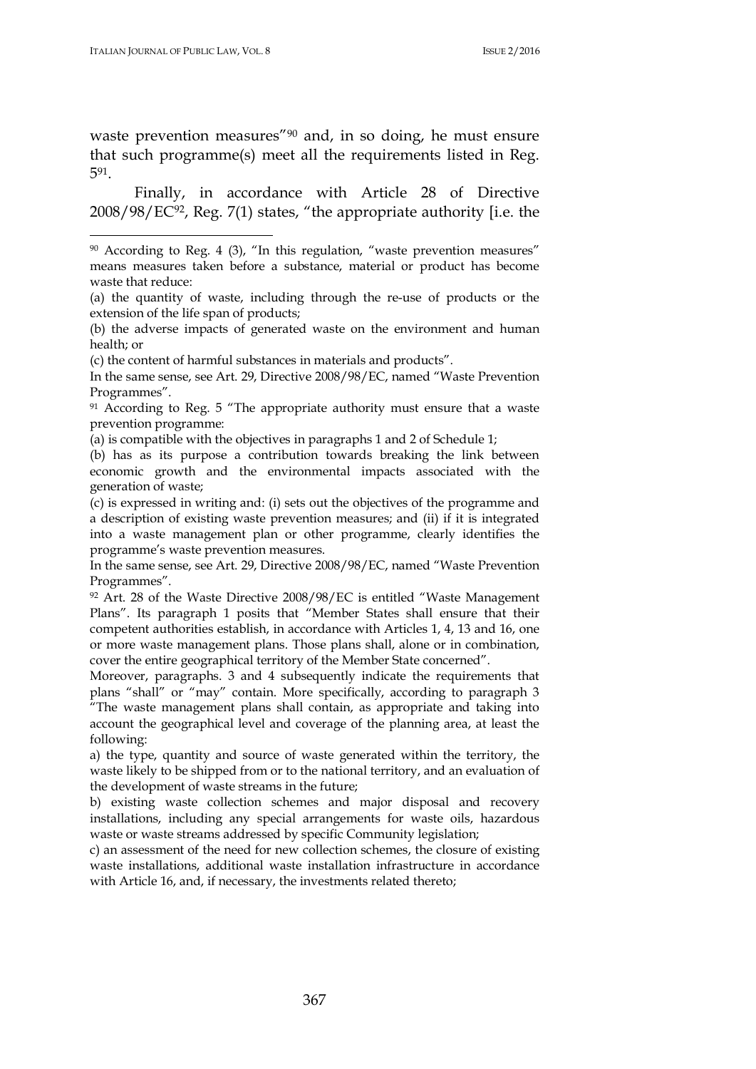waste prevention measures"[90] and, in so doing, he must ensure that such programme(s) meet all the requirements listed in Reg. 5[91].

Finally, in accordance with Article 28 of Directive 2008/98/EC[92], Reg. 7(1) states, "the appropriate authority [i.e. the

---

[90] According to Reg. 4 (3), "In this regulation, "waste prevention measures" means measures taken before a substance, material or product has become waste that reduce:

(a) the quantity of waste, including through the re-use of products or the extension of the life span of products;

(b) the adverse impacts of generated waste on the environment and human health; or

(c) the content of harmful substances in materials and products".

In the same sense, see Art. 29, Directive 2008/98/EC, named "Waste Prevention Programmes".

[91] According to Reg. 5 "The appropriate authority must ensure that a waste prevention programme:

(a) is compatible with the objectives in paragraphs 1 and 2 of Schedule 1;

(b) has as its purpose a contribution towards breaking the link between economic growth and the environmental impacts associated with the generation of waste;

(c) is expressed in writing and: (i) sets out the objectives of the programme and a description of existing waste prevention measures; and (ii) if it is integrated into a waste management plan or other programme, clearly identifies the programme's waste prevention measures.

In the same sense, see Art. 29, Directive 2008/98/EC, named "Waste Prevention Programmes".

[92] Art. 28 of the Waste Directive 2008/98/EC is entitled "Waste Management Plans". Its paragraph 1 posits that "Member States shall ensure that their competent authorities establish, in accordance with Articles 1, 4, 13 and 16, one or more waste management plans. Those plans shall, alone or in combination, cover the entire geographical territory of the Member State concerned".

Moreover, paragraphs. 3 and 4 subsequently indicate the requirements that plans "shall" or "may" contain. More specifically, according to paragraph 3 "The waste management plans shall contain, as appropriate and taking into account the geographical level and coverage of the planning area, at least the following:

a) the type, quantity and source of waste generated within the territory, the waste likely to be shipped from or to the national territory, and an evaluation of the development of waste streams in the future;

b) existing waste collection schemes and major disposal and recovery installations, including any special arrangements for waste oils, hazardous waste or waste streams addressed by specific Community legislation;

c) an assessment of the need for new collection schemes, the closure of existing waste installations, additional waste installation infrastructure in accordance with Article 16, and, if necessary, the investments related thereto;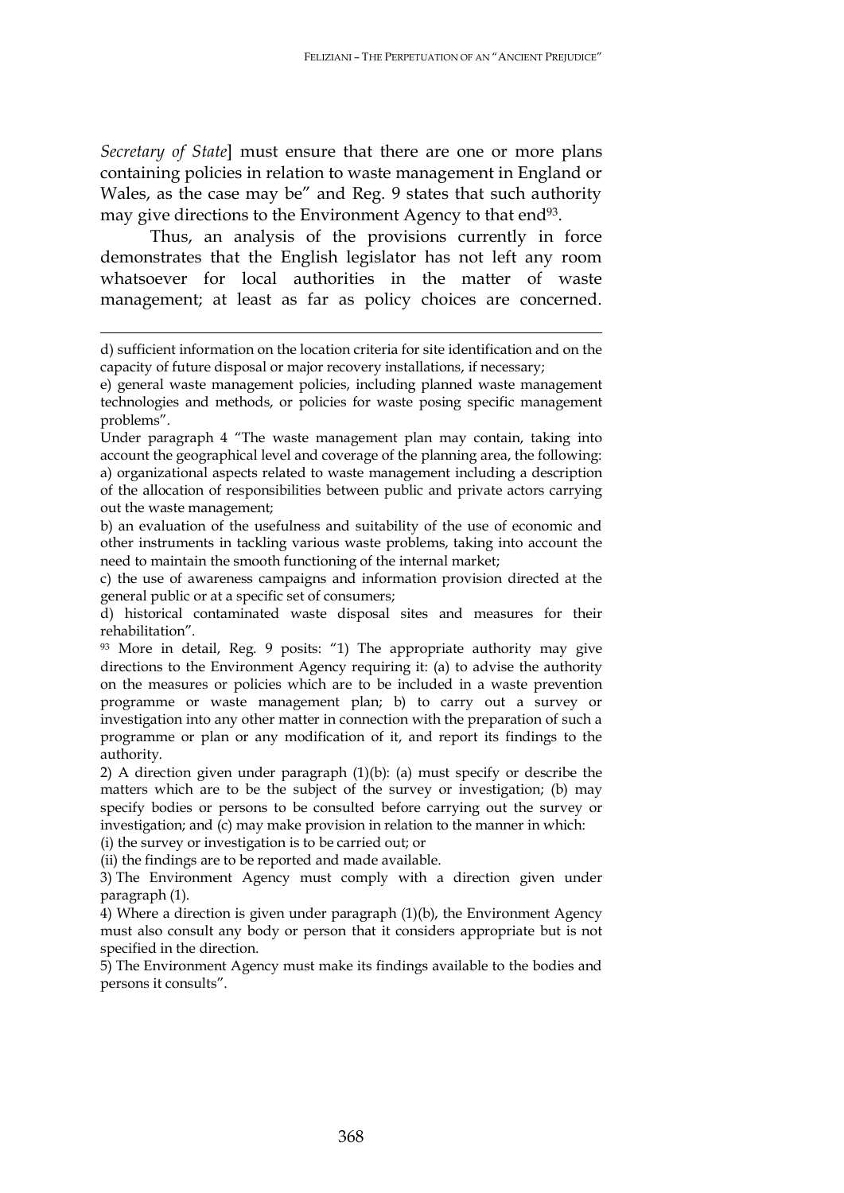*Secretary of State*] must ensure that there are one or more plans containing policies in relation to waste management in England or Wales, as the case may be" and Reg. 9 states that such authority may give directions to the Environment Agency to that end[93].

Thus, an analysis of the provisions currently in force demonstrates that the English legislator has not left any room whatsoever for local authorities in the matter of waste management; at least as far as policy choices are concerned.

---

d) sufficient information on the location criteria for site identification and on the capacity of future disposal or major recovery installations, if necessary;

e) general waste management policies, including planned waste management technologies and methods, or policies for waste posing specific management problems".

Under paragraph 4 "The waste management plan may contain, taking into account the geographical level and coverage of the planning area, the following: a) organizational aspects related to waste management including a description of the allocation of responsibilities between public and private actors carrying out the waste management;

b) an evaluation of the usefulness and suitability of the use of economic and other instruments in tackling various waste problems, taking into account the need to maintain the smooth functioning of the internal market;

c) the use of awareness campaigns and information provision directed at the general public or at a specific set of consumers;

d) historical contaminated waste disposal sites and measures for their rehabilitation".

[93] More in detail, Reg. 9 posits: "1) The appropriate authority may give directions to the Environment Agency requiring it: (a) to advise the authority on the measures or policies which are to be included in a waste prevention programme or waste management plan; b) to carry out a survey or investigation into any other matter in connection with the preparation of such a programme or plan or any modification of it, and report its findings to the authority.

2) A direction given under paragraph (1)(b): (a) must specify or describe the matters which are to be the subject of the survey or investigation; (b) may specify bodies or persons to be consulted before carrying out the survey or investigation; and (c) may make provision in relation to the manner in which:

(i) the survey or investigation is to be carried out; or

(ii) the findings are to be reported and made available.

3) The Environment Agency must comply with a direction given under paragraph (1).

4) Where a direction is given under paragraph (1)(b), the Environment Agency must also consult any body or person that it considers appropriate but is not specified in the direction.

5) The Environment Agency must make its findings available to the bodies and persons it consults".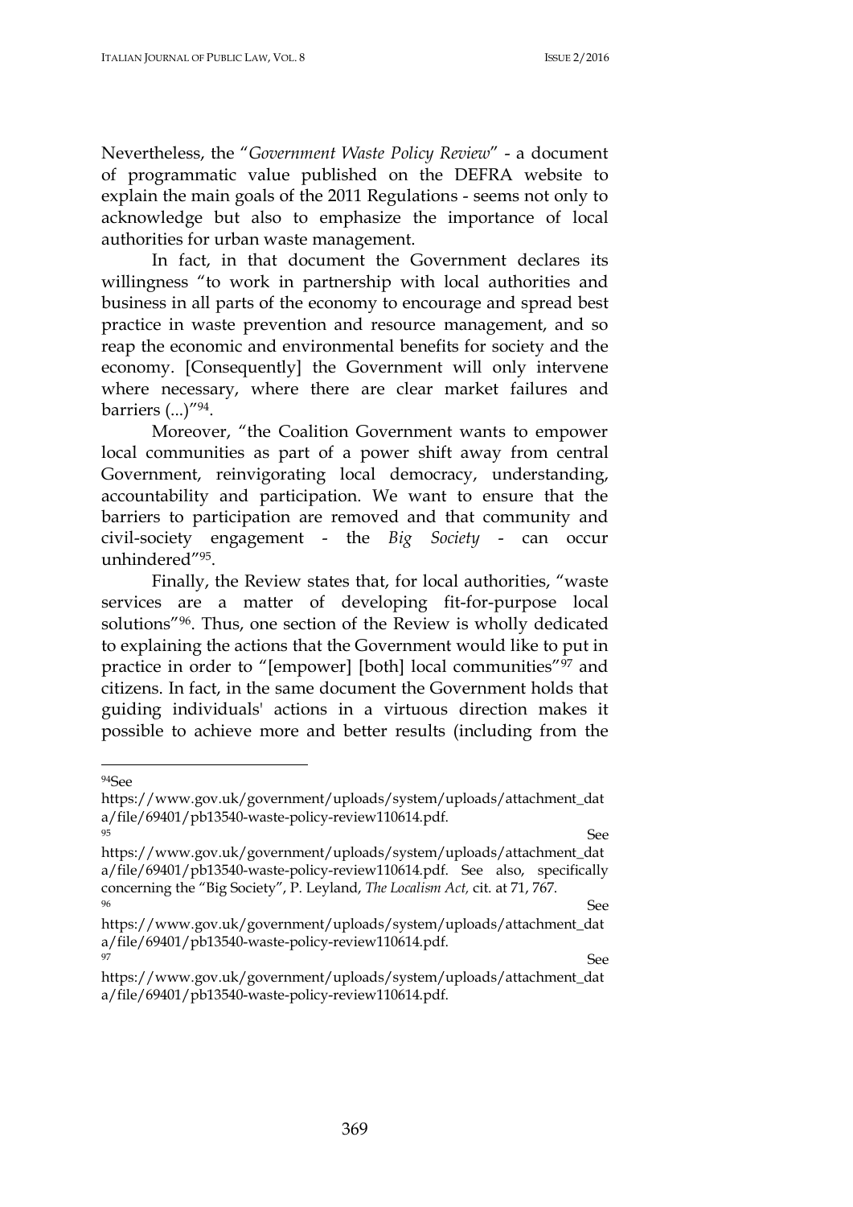Nevertheless, the "*Government Waste Policy Review*" - a document of programmatic value published on the DEFRA website to explain the main goals of the 2011 Regulations - seems not only to acknowledge but also to emphasize the importance of local authorities for urban waste management.

In fact, in that document the Government declares its willingness "to work in partnership with local authorities and business in all parts of the economy to encourage and spread best practice in waste prevention and resource management, and so reap the economic and environmental benefits for society and the economy. [Consequently] the Government will only intervene where necessary, where there are clear market failures and barriers (...)"[94].

Moreover, "the Coalition Government wants to empower local communities as part of a power shift away from central Government, reinvigorating local democracy, understanding, accountability and participation. We want to ensure that the barriers to participation are removed and that community and civil-society engagement - the *Big Society* - can occur unhindered"[95].

Finally, the Review states that, for local authorities, "waste services are a matter of developing fit-for-purpose local solutions"[96]. Thus, one section of the Review is wholly dedicated to explaining the actions that the Government would like to put in practice in order to "[empower] [both] local communities"[97] and citizens. In fact, in the same document the Government holds that guiding individuals' actions in a virtuous direction makes it possible to achieve more and better results (including from the

---

[94] See https://www.gov.uk/government/uploads/system/uploads/attachment_data/file/69401/pb13540-waste-policy-review110614.pdf.

[95] See https://www.gov.uk/government/uploads/system/uploads/attachment_data/file/69401/pb13540-waste-policy-review110614.pdf. See also, specifically concerning the "Big Society", P. Leyland, *The Localism Act,* cit. at 71, 767.

[96] See https://www.gov.uk/government/uploads/system/uploads/attachment_data/file/69401/pb13540-waste-policy-review110614.pdf.

[97] See https://www.gov.uk/government/uploads/system/uploads/attachment_data/file/69401/pb13540-waste-policy-review110614.pdf.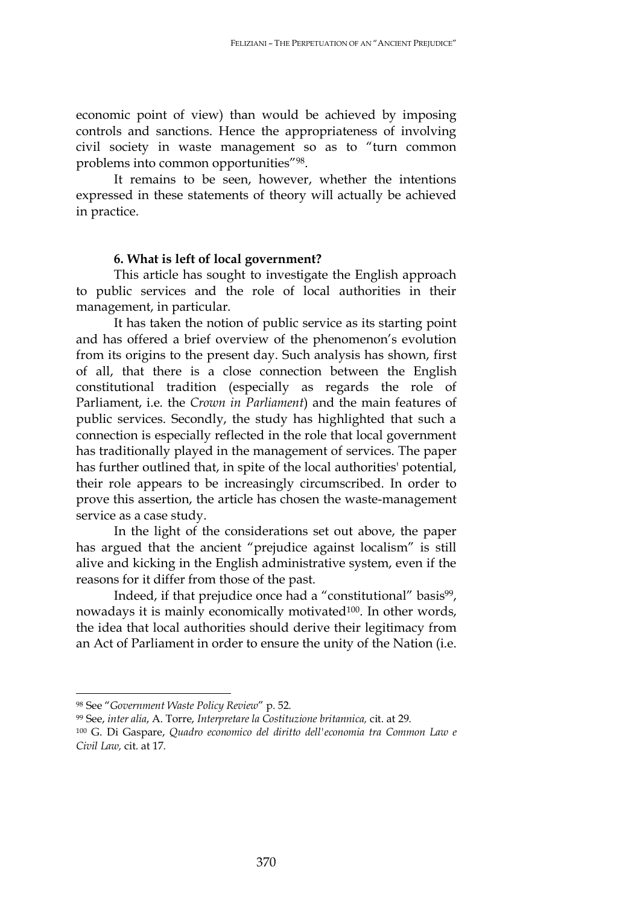economic point of view) than would be achieved by imposing controls and sanctions. Hence the appropriateness of involving civil society in waste management so as to "turn common problems into common opportunities"[98].

It remains to be seen, however, whether the intentions expressed in these statements of theory will actually be achieved in practice.

## 6. What is left of local government?

This article has sought to investigate the English approach to public services and the role of local authorities in their management, in particular.

It has taken the notion of public service as its starting point and has offered a brief overview of the phenomenon's evolution from its origins to the present day. Such analysis has shown, first of all, that there is a close connection between the English constitutional tradition (especially as regards the role of Parliament, i.e. the *Crown in Parliament*) and the main features of public services. Secondly, the study has highlighted that such a connection is especially reflected in the role that local government has traditionally played in the management of services. The paper has further outlined that, in spite of the local authorities' potential, their role appears to be increasingly circumscribed. In order to prove this assertion, the article has chosen the waste-management service as a case study.

In the light of the considerations set out above, the paper has argued that the ancient "prejudice against localism" is still alive and kicking in the English administrative system, even if the reasons for it differ from those of the past.

Indeed, if that prejudice once had a "constitutional" basis[99], nowadays it is mainly economically motivated[100]. In other words, the idea that local authorities should derive their legitimacy from an Act of Parliament in order to ensure the unity of the Nation (i.e.

---

[98] See "*Government Waste Policy Review*" p. 52.

[99] See, *inter alia*, A. Torre, *Interpretare la Costituzione britannica,* cit. at 29.

[100] G. Di Gaspare, *Quadro economico del diritto dell'economia tra Common Law e Civil Law,* cit. at 17.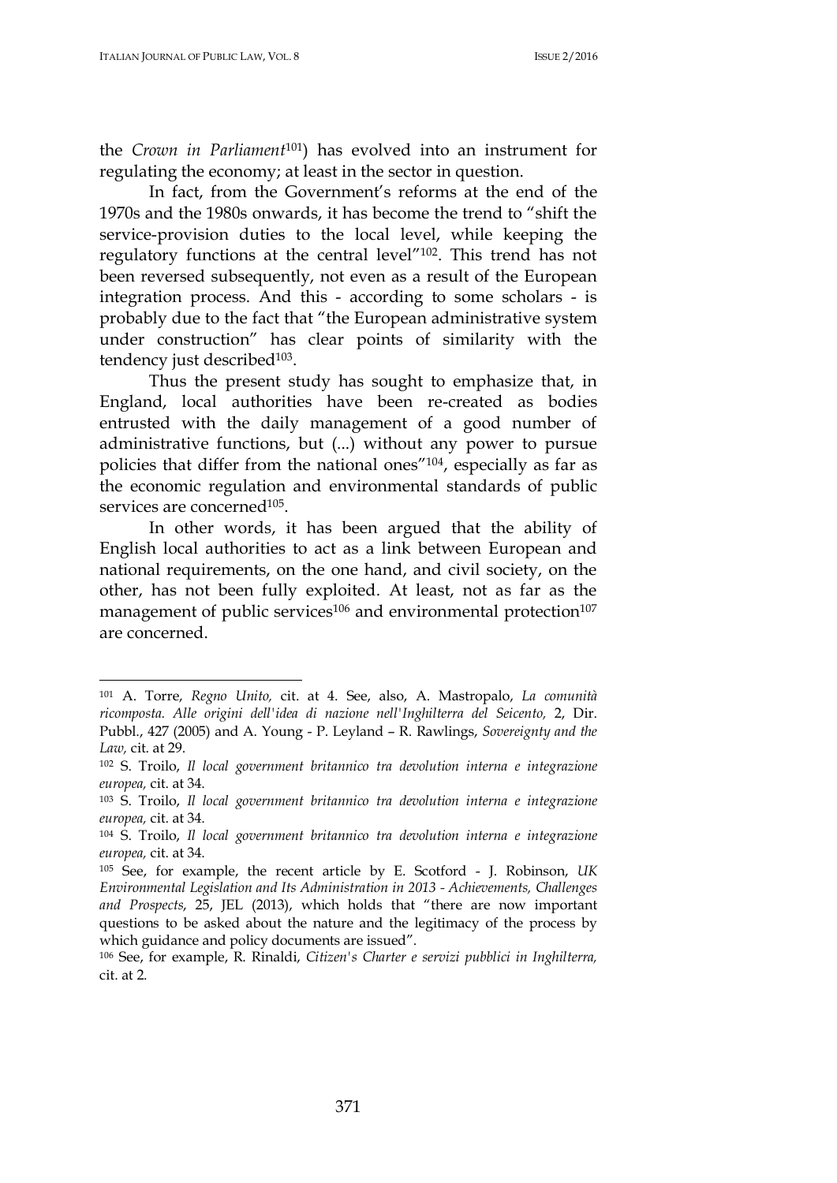the *Crown in Parliament*[101]) has evolved into an instrument for regulating the economy; at least in the sector in question.

In fact, from the Government's reforms at the end of the 1970s and the 1980s onwards, it has become the trend to "shift the service-provision duties to the local level, while keeping the regulatory functions at the central level"[102]. This trend has not been reversed subsequently, not even as a result of the European integration process. And this - according to some scholars - is probably due to the fact that "the European administrative system under construction" has clear points of similarity with the tendency just described[103].

Thus the present study has sought to emphasize that, in England, local authorities have been re-created as bodies entrusted with the daily management of a good number of administrative functions, but (...) without any power to pursue policies that differ from the national ones"[104], especially as far as the economic regulation and environmental standards of public services are concerned[105].

In other words, it has been argued that the ability of English local authorities to act as a link between European and national requirements, on the one hand, and civil society, on the other, has not been fully exploited. At least, not as far as the management of public services[106] and environmental protection[107] are concerned.

---

[101] A. Torre, *Regno Unito,* cit. at 4. See, also, A. Mastropalo, *La comunità ricomposta. Alle origini dell'idea di nazione nell'Inghilterra del Seicento,* 2, Dir. Pubbl., 427 (2005) and A. Young - P. Leyland – R. Rawlings, *Sovereignty and the Law,* cit. at 29.

[102] S. Troilo, *Il local government britannico tra devolution interna e integrazione europea,* cit. at 34.

[103] S. Troilo, *Il local government britannico tra devolution interna e integrazione europea,* cit. at 34.

[104] S. Troilo, *Il local government britannico tra devolution interna e integrazione europea,* cit. at 34.

[105] See, for example, the recent article by E. Scotford - J. Robinson, *UK Environmental Legislation and Its Administration in 2013 - Achievements, Challenges and Prospects*, 25, JEL (2013), which holds that "there are now important questions to be asked about the nature and the legitimacy of the process by which guidance and policy documents are issued".

[106] See, for example, R. Rinaldi, *Citizen's Charter e servizi pubblici in Inghilterra,* cit. at 2.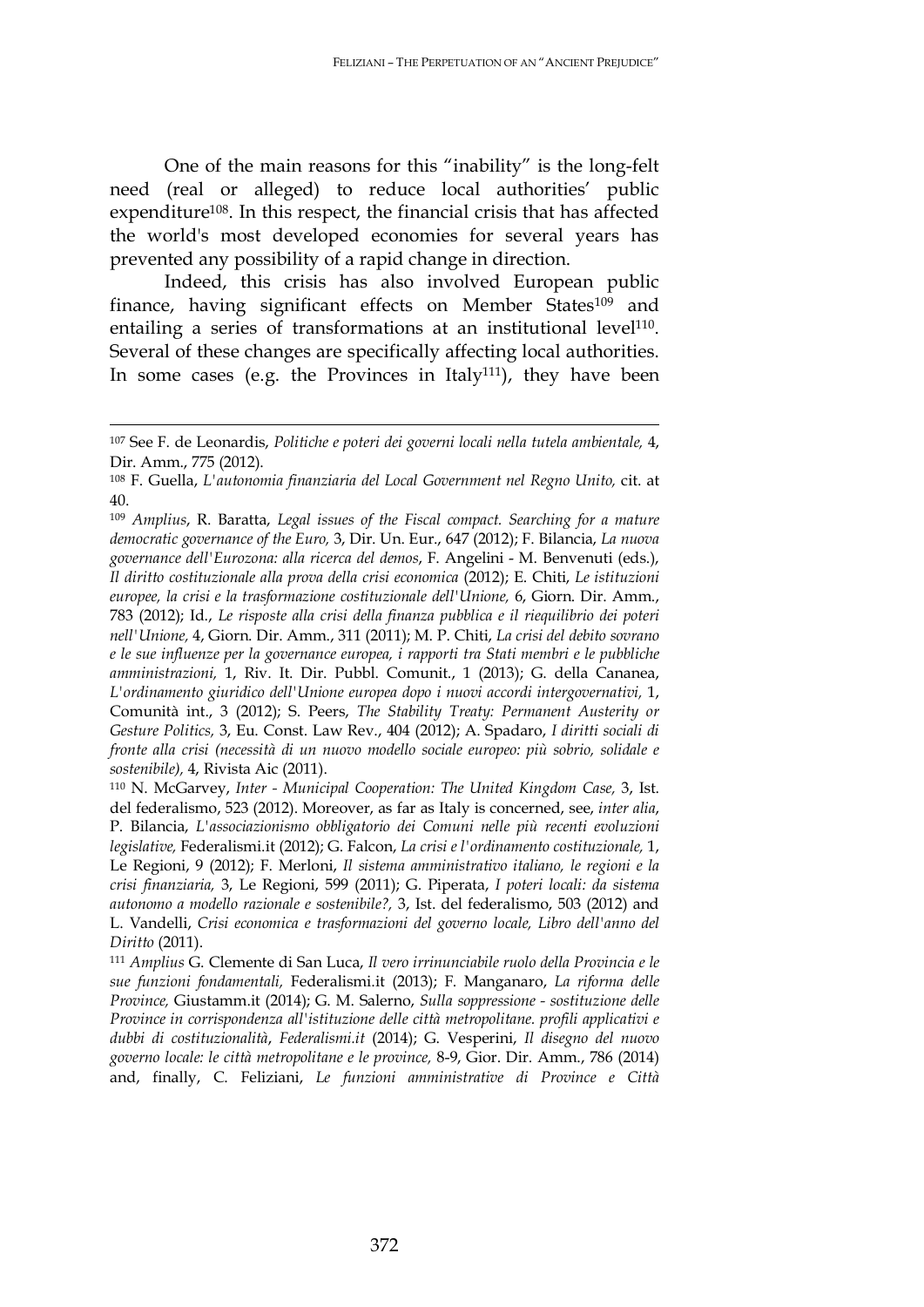One of the main reasons for this "inability" is the long-felt need (real or alleged) to reduce local authorities' public expenditure[108]. In this respect, the financial crisis that has affected the world's most developed economies for several years has prevented any possibility of a rapid change in direction.

Indeed, this crisis has also involved European public finance, having significant effects on Member States[109] and entailing a series of transformations at an institutional level[110]. Several of these changes are specifically affecting local authorities. In some cases (e.g. the Provinces in Italy[111]), they have been

---

[107] See F. de Leonardis, *Politiche e poteri dei governi locali nella tutela ambientale,* 4, Dir. Amm., 775 (2012).

[108] F. Guella, *L'autonomia finanziaria del Local Government nel Regno Unito,* cit. at 40.

[109] *Amplius*, R. Baratta, *Legal issues of the Fiscal compact. Searching for a mature democratic governance of the Euro,* 3, Dir. Un. Eur., 647 (2012); F. Bilancia, *La nuova governance dell'Eurozona: alla ricerca del demos*, F. Angelini - M. Benvenuti (eds.), *Il diritto costituzionale alla prova della crisi economica* (2012); E. Chiti, *Le istituzioni europee, la crisi e la trasformazione costituzionale dell'Unione,* 6, Giorn. Dir. Amm., 783 (2012); Id., *Le risposte alla crisi della finanza pubblica e il riequilibrio dei poteri nell'Unione,* 4, Giorn. Dir. Amm., 311 (2011); M. P. Chiti, *La crisi del debito sovrano e le sue influenze per la governance europea, i rapporti tra Stati membri e le pubbliche amministrazioni,* 1, Riv. It. Dir. Pubbl. Comunit., 1 (2013); G. della Cananea, *L'ordinamento giuridico dell'Unione europea dopo i nuovi accordi intergovernativi,* 1, Comunità int., 3 (2012); S. Peers, *The Stability Treaty: Permanent Austerity or Gesture Politics,* 3, Eu. Const. Law Rev., 404 (2012); A. Spadaro, *I diritti sociali di fronte alla crisi (necessità di un nuovo modello sociale europeo: più sobrio, solidale e sostenibile),* 4, Rivista Aic (2011).

[110] N. McGarvey, *Inter - Municipal Cooperation: The United Kingdom Case,* 3, Ist. del federalismo, 523 (2012). Moreover, as far as Italy is concerned, see, *inter alia*, P. Bilancia, *L'associazionismo obbligatorio dei Comuni nelle più recenti evoluzioni legislative,* Federalismi.it (2012); G. Falcon, *La crisi e l'ordinamento costituzionale,* 1, Le Regioni, 9 (2012); F. Merloni, *Il sistema amministrativo italiano, le regioni e la crisi finanziaria,* 3, Le Regioni, 599 (2011); G. Piperata, *I poteri locali: da sistema autonomo a modello razionale e sostenibile?,* 3, Ist. del federalismo, 503 (2012) and L. Vandelli, *Crisi economica e trasformazioni del governo locale, Libro dell'anno del Diritto* (2011).

[111] *Amplius* G. Clemente di San Luca, *Il vero irrinunciabile ruolo della Provincia e le sue funzioni fondamentali,* Federalismi.it (2013); F. Manganaro, *La riforma delle Province,* Giustamm.it (2014); G. M. Salerno, *Sulla soppressione - sostituzione delle Province in corrispondenza all'istituzione delle città metropolitane. profili applicativi e dubbi di costituzionalità*, *Federalismi.it* (2014); G. Vesperini, *Il disegno del nuovo governo locale: le città metropolitane e le province,* 8-9, Gior. Dir. Amm., 786 (2014) and, finally, C. Feliziani, *Le funzioni amministrative di Province e Città*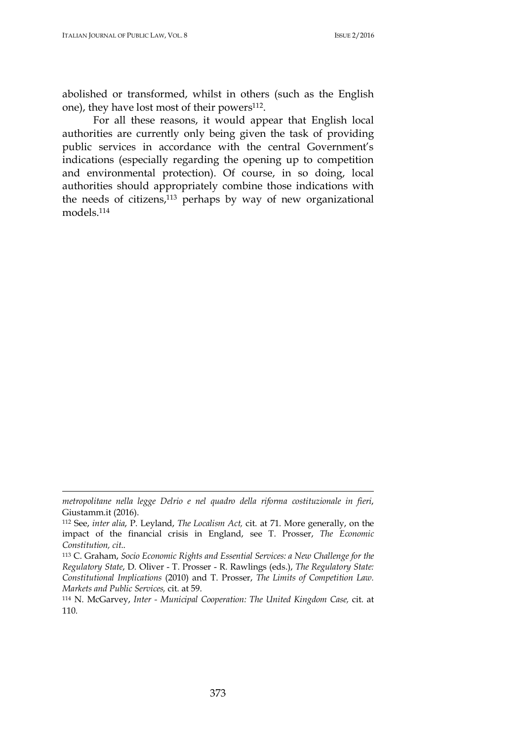abolished or transformed, whilst in others (such as the English one), they have lost most of their powers[112].

For all these reasons, it would appear that English local authorities are currently only being given the task of providing public services in accordance with the central Government's indications (especially regarding the opening up to competition and environmental protection). Of course, in so doing, local authorities should appropriately combine those indications with the needs of citizens,[113] perhaps by way of new organizational models.[114]

---

*metropolitane nella legge Delrio e nel quadro della riforma costituzionale in fieri*, Giustamm.it (2016).

[112] See, *inter alia*, P. Leyland, *The Localism Act,* cit. at 71. More generally, on the impact of the financial crisis in England, see T. Prosser, *The Economic Constitution, cit.*.

[113] C. Graham, *Socio Economic Rights and Essential Services: a New Challenge for the Regulatory State*, D. Oliver - T. Prosser - R. Rawlings (eds.), *The Regulatory State: Constitutional Implications* (2010) and T. Prosser, *The Limits of Competition Law. Markets and Public Services,* cit. at 59.

[114] N. McGarvey, *Inter - Municipal Cooperation: The United Kingdom Case,* cit. at 110.